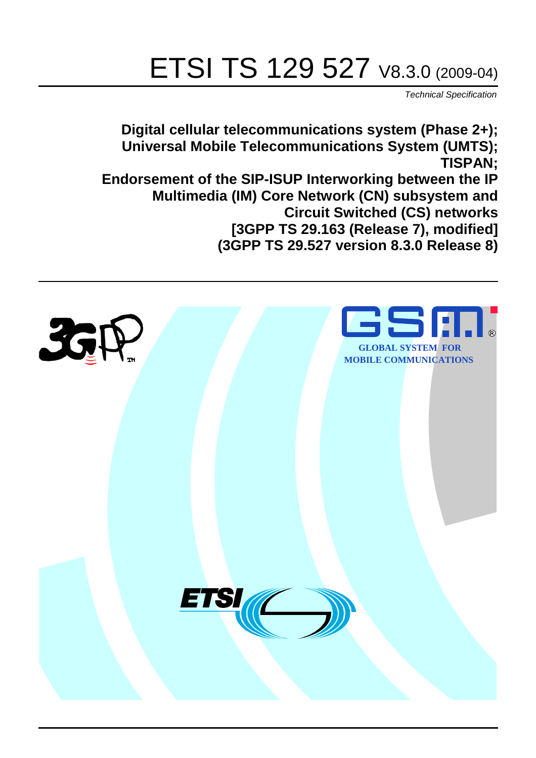# ETSI TS 129 527 V8.3.0 (2009-04)

*Technical Specification*

**Digital cellular telecommunications system (Phase 2+);
Universal Mobile Telecommunications System (UMTS);
TISPAN;
Endorsement of the SIP-ISUP Interworking between the IP Multimedia (IM) Core Network (CN) subsystem and Circuit Switched (CS) networks
[3GPP TS 29.163 (Release 7), modified]
(3GPP TS 29.527 version 8.3.0 Release 8)**

GLOBAL SYSTEM FOR MOBILE COMMUNICATIONS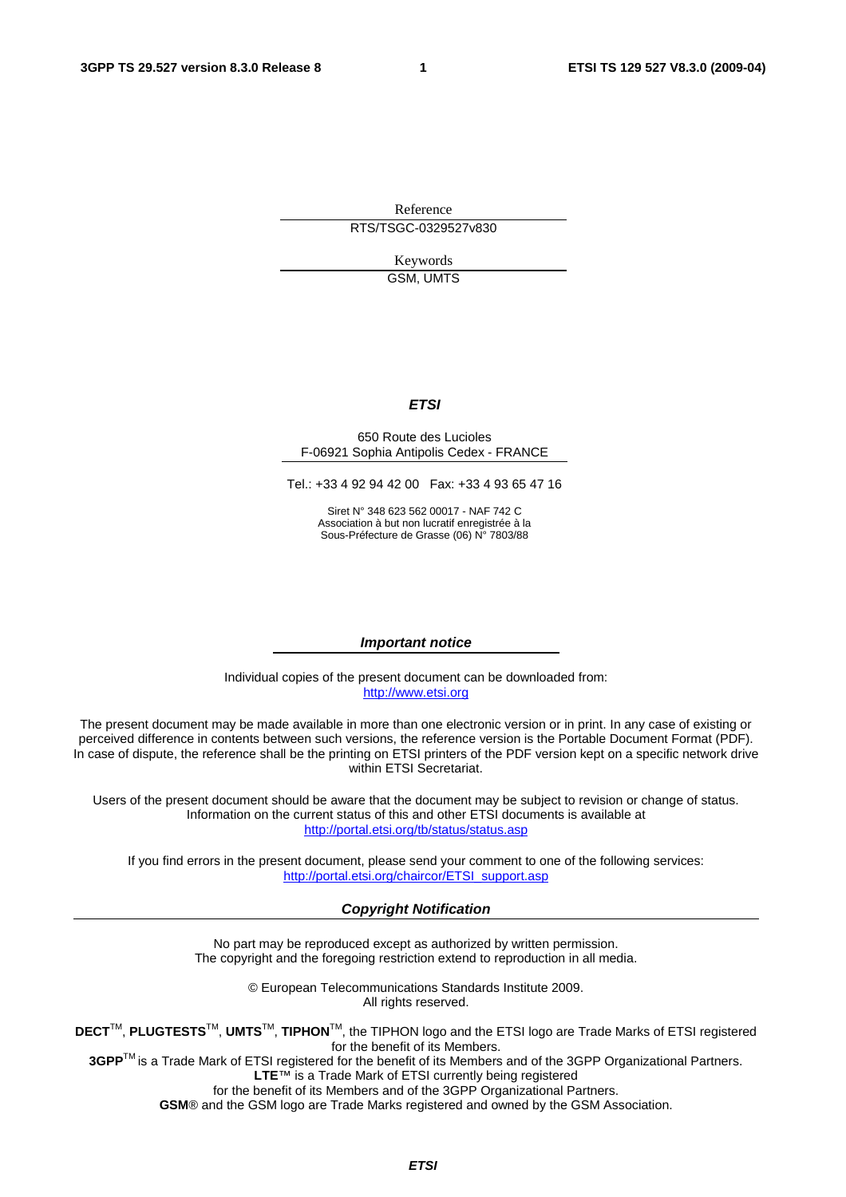Reference

RTS/TSGC-0329527v830

Keywords

GSM, UMTS

***ETSI***

650 Route des Lucioles
F-06921 Sophia Antipolis Cedex - FRANCE

Tel.: +33 4 92 94 42 00 Fax: +33 4 93 65 47 16

Siret N° 348 623 562 00017 - NAF 742 C
Association à but non lucratif enregistrée à la
Sous-Préfecture de Grasse (06) N° 7803/88

***Important notice***

Individual copies of the present document can be downloaded from:
http://www.etsi.org

The present document may be made available in more than one electronic version or in print. In any case of existing or perceived difference in contents between such versions, the reference version is the Portable Document Format (PDF). In case of dispute, the reference shall be the printing on ETSI printers of the PDF version kept on a specific network drive within ETSI Secretariat.

Users of the present document should be aware that the document may be subject to revision or change of status. Information on the current status of this and other ETSI documents is available at
http://portal.etsi.org/tb/status/status.asp

If you find errors in the present document, please send your comment to one of the following services:
http://portal.etsi.org/chaircor/ETSI_support.asp

***Copyright Notification***

No part may be reproduced except as authorized by written permission.
The copyright and the foregoing restriction extend to reproduction in all media.

© European Telecommunications Standards Institute 2009.
All rights reserved.

**DECT**TM, **PLUGTESTS**TM, **UMTS**TM, **TIPHON**TM, the TIPHON logo and the ETSI logo are Trade Marks of ETSI registered for the benefit of its Members.
**3GPP**TM is a Trade Mark of ETSI registered for the benefit of its Members and of the 3GPP Organizational Partners.
**LTE**™ is a Trade Mark of ETSI currently being registered
for the benefit of its Members and of the 3GPP Organizational Partners.
**GSM**® and the GSM logo are Trade Marks registered and owned by the GSM Association.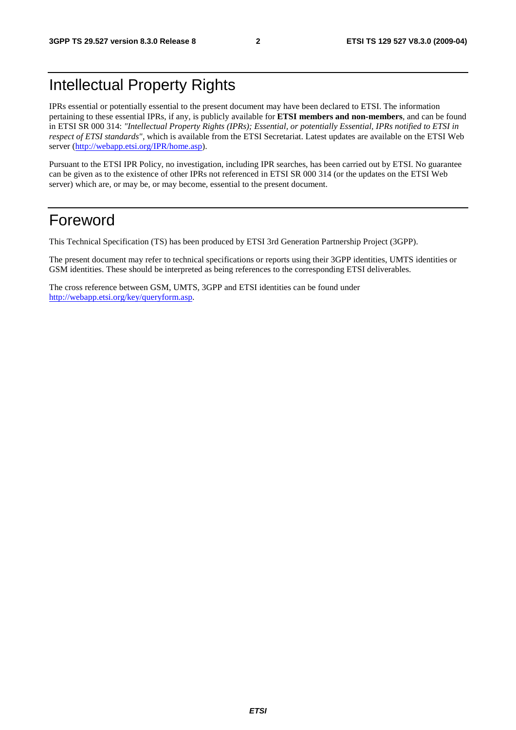# Intellectual Property Rights

IPRs essential or potentially essential to the present document may have been declared to ETSI. The information pertaining to these essential IPRs, if any, is publicly available for **ETSI members and non-members**, and can be found in ETSI SR 000 314: *"Intellectual Property Rights (IPRs); Essential, or potentially Essential, IPRs notified to ETSI in respect of ETSI standards"*, which is available from the ETSI Secretariat. Latest updates are available on the ETSI Web server (http://webapp.etsi.org/IPR/home.asp).

Pursuant to the ETSI IPR Policy, no investigation, including IPR searches, has been carried out by ETSI. No guarantee can be given as to the existence of other IPRs not referenced in ETSI SR 000 314 (or the updates on the ETSI Web server) which are, or may be, or may become, essential to the present document.

# Foreword

This Technical Specification (TS) has been produced by ETSI 3rd Generation Partnership Project (3GPP).

The present document may refer to technical specifications or reports using their 3GPP identities, UMTS identities or GSM identities. These should be interpreted as being references to the corresponding ETSI deliverables.

The cross reference between GSM, UMTS, 3GPP and ETSI identities can be found under http://webapp.etsi.org/key/queryform.asp.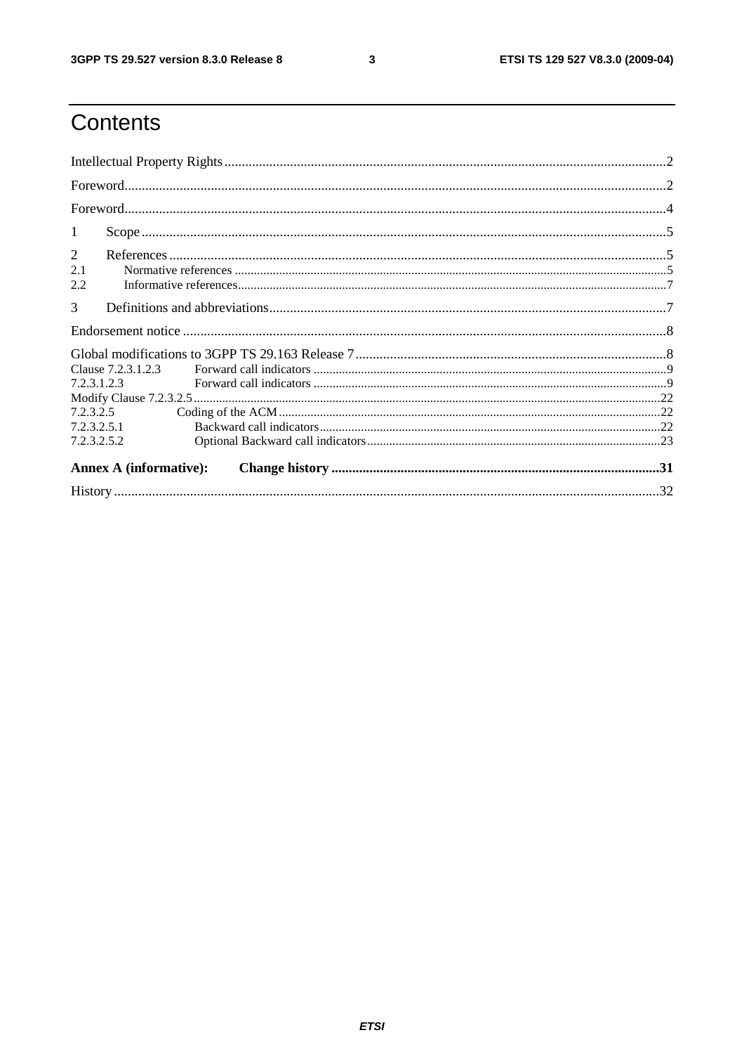# Contents

Intellectual Property Rights ..... 2

Foreword ..... 2

Foreword ..... 4

1 Scope ..... 5

2 References ..... 5

2.1 Normative references ..... 5

2.2 Informative references ..... 7

3 Definitions and abbreviations ..... 7

Endorsement notice ..... 8

Global modifications to 3GPP TS 29.163 Release 7 ..... 8

Clause 7.2.3.1.2.3 Forward call indicators ..... 9

7.2.3.1.2.3 Forward call indicators ..... 9

Modify Clause 7.2.3.2.5 ..... 22

7.2.3.2.5 Coding of the ACM ..... 22

7.2.3.2.5.1 Backward call indicators ..... 22

7.2.3.2.5.2 Optional Backward call indicators ..... 23

**Annex A (informative): Change history ..... 31**

History ..... 32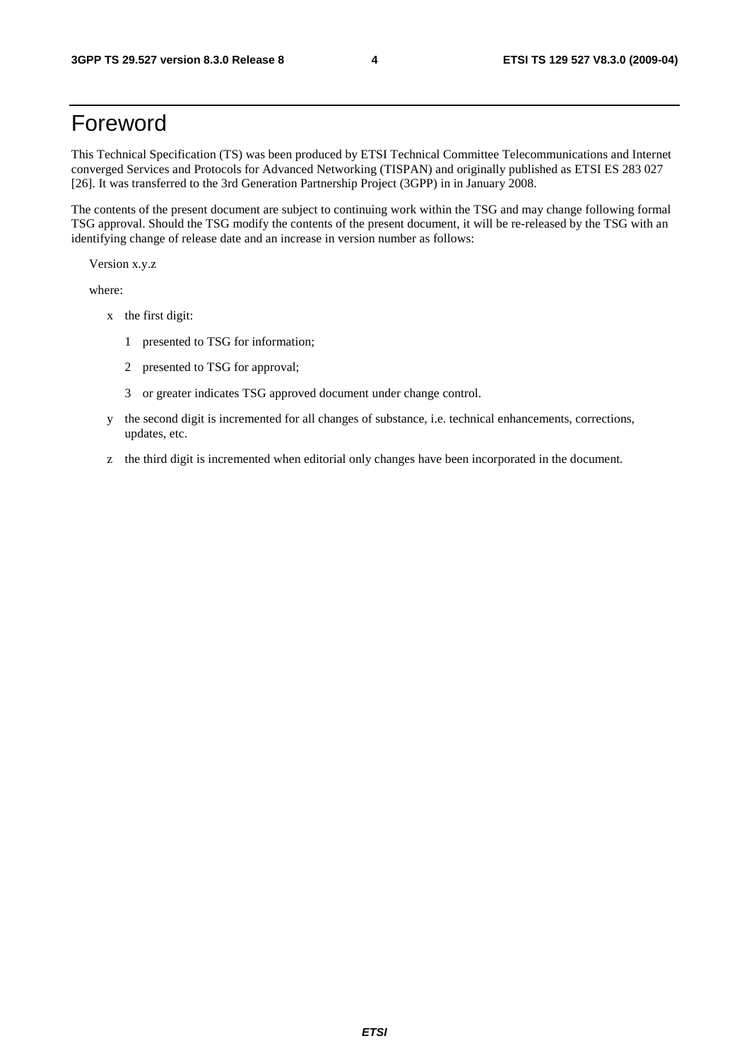# Foreword

This Technical Specification (TS) was been produced by ETSI Technical Committee Telecommunications and Internet converged Services and Protocols for Advanced Networking (TISPAN) and originally published as ETSI ES 283 027 [26]. It was transferred to the 3rd Generation Partnership Project (3GPP) in in January 2008.

The contents of the present document are subject to continuing work within the TSG and may change following formal TSG approval. Should the TSG modify the contents of the present document, it will be re-released by the TSG with an identifying change of release date and an increase in version number as follows:

Version x.y.z

where:

- x the first digit:
  - 1 presented to TSG for information;
  - 2 presented to TSG for approval;
  - 3 or greater indicates TSG approved document under change control.
- y the second digit is incremented for all changes of substance, i.e. technical enhancements, corrections, updates, etc.
- z the third digit is incremented when editorial only changes have been incorporated in the document.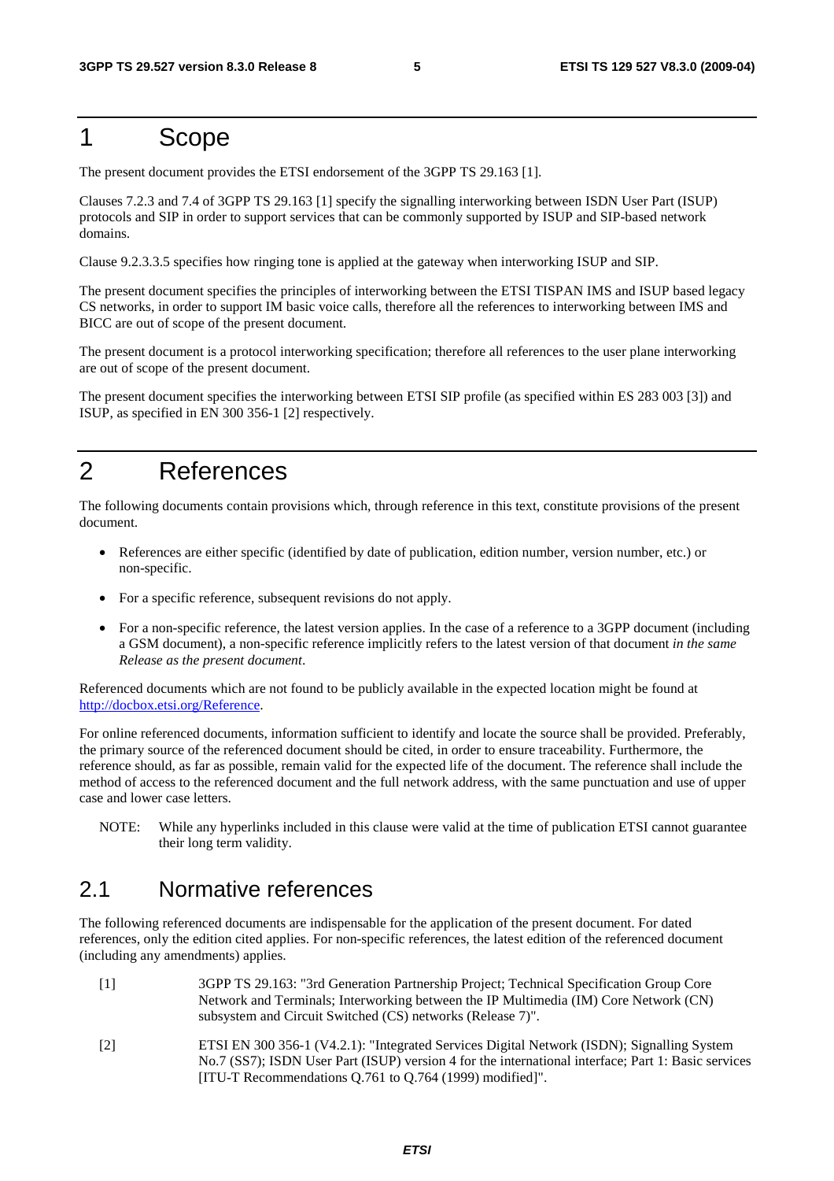# 1 Scope

The present document provides the ETSI endorsement of the 3GPP TS 29.163 [1].

Clauses 7.2.3 and 7.4 of 3GPP TS 29.163 [1] specify the signalling interworking between ISDN User Part (ISUP) protocols and SIP in order to support services that can be commonly supported by ISUP and SIP-based network domains.

Clause 9.2.3.3.5 specifies how ringing tone is applied at the gateway when interworking ISUP and SIP.

The present document specifies the principles of interworking between the ETSI TISPAN IMS and ISUP based legacy CS networks, in order to support IM basic voice calls, therefore all the references to interworking between IMS and BICC are out of scope of the present document.

The present document is a protocol interworking specification; therefore all references to the user plane interworking are out of scope of the present document.

The present document specifies the interworking between ETSI SIP profile (as specified within ES 283 003 [3]) and ISUP, as specified in EN 300 356-1 [2] respectively.

# 2 References

The following documents contain provisions which, through reference in this text, constitute provisions of the present document.

- References are either specific (identified by date of publication, edition number, version number, etc.) or non-specific.
- For a specific reference, subsequent revisions do not apply.
- For a non-specific reference, the latest version applies. In the case of a reference to a 3GPP document (including a GSM document), a non-specific reference implicitly refers to the latest version of that document *in the same Release as the present document*.

Referenced documents which are not found to be publicly available in the expected location might be found at http://docbox.etsi.org/Reference.

For online referenced documents, information sufficient to identify and locate the source shall be provided. Preferably, the primary source of the referenced document should be cited, in order to ensure traceability. Furthermore, the reference should, as far as possible, remain valid for the expected life of the document. The reference shall include the method of access to the referenced document and the full network address, with the same punctuation and use of upper case and lower case letters.

NOTE: While any hyperlinks included in this clause were valid at the time of publication ETSI cannot guarantee their long term validity.

## 2.1 Normative references

The following referenced documents are indispensable for the application of the present document. For dated references, only the edition cited applies. For non-specific references, the latest edition of the referenced document (including any amendments) applies.

[1] 3GPP TS 29.163: "3rd Generation Partnership Project; Technical Specification Group Core Network and Terminals; Interworking between the IP Multimedia (IM) Core Network (CN) subsystem and Circuit Switched (CS) networks (Release 7)".

[2] ETSI EN 300 356-1 (V4.2.1): "Integrated Services Digital Network (ISDN); Signalling System No.7 (SS7); ISDN User Part (ISUP) version 4 for the international interface; Part 1: Basic services [ITU-T Recommendations Q.761 to Q.764 (1999) modified]".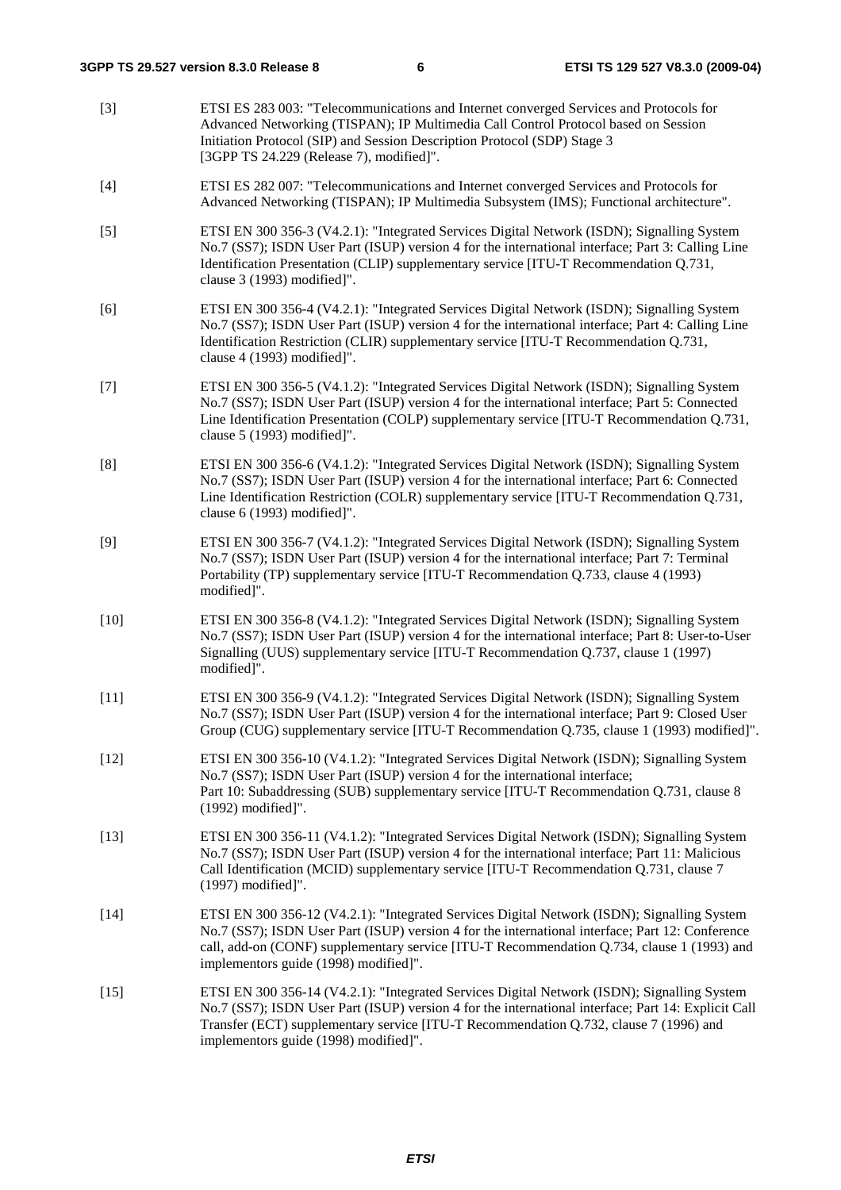[3] ETSI ES 283 003: "Telecommunications and Internet converged Services and Protocols for Advanced Networking (TISPAN); IP Multimedia Call Control Protocol based on Session Initiation Protocol (SIP) and Session Description Protocol (SDP) Stage 3 [3GPP TS 24.229 (Release 7), modified]".

[4] ETSI ES 282 007: "Telecommunications and Internet converged Services and Protocols for Advanced Networking (TISPAN); IP Multimedia Subsystem (IMS); Functional architecture".

[5] ETSI EN 300 356-3 (V4.2.1): "Integrated Services Digital Network (ISDN); Signalling System No.7 (SS7); ISDN User Part (ISUP) version 4 for the international interface; Part 3: Calling Line Identification Presentation (CLIP) supplementary service [ITU-T Recommendation Q.731, clause 3 (1993) modified]".

[6] ETSI EN 300 356-4 (V4.2.1): "Integrated Services Digital Network (ISDN); Signalling System No.7 (SS7); ISDN User Part (ISUP) version 4 for the international interface; Part 4: Calling Line Identification Restriction (CLIR) supplementary service [ITU-T Recommendation Q.731, clause 4 (1993) modified]".

[7] ETSI EN 300 356-5 (V4.1.2): "Integrated Services Digital Network (ISDN); Signalling System No.7 (SS7); ISDN User Part (ISUP) version 4 for the international interface; Part 5: Connected Line Identification Presentation (COLP) supplementary service [ITU-T Recommendation Q.731, clause 5 (1993) modified]".

[8] ETSI EN 300 356-6 (V4.1.2): "Integrated Services Digital Network (ISDN); Signalling System No.7 (SS7); ISDN User Part (ISUP) version 4 for the international interface; Part 6: Connected Line Identification Restriction (COLR) supplementary service [ITU-T Recommendation Q.731, clause 6 (1993) modified]".

[9] ETSI EN 300 356-7 (V4.1.2): "Integrated Services Digital Network (ISDN); Signalling System No.7 (SS7); ISDN User Part (ISUP) version 4 for the international interface; Part 7: Terminal Portability (TP) supplementary service [ITU-T Recommendation Q.733, clause 4 (1993) modified]".

[10] ETSI EN 300 356-8 (V4.1.2): "Integrated Services Digital Network (ISDN); Signalling System No.7 (SS7); ISDN User Part (ISUP) version 4 for the international interface; Part 8: User-to-User Signalling (UUS) supplementary service [ITU-T Recommendation Q.737, clause 1 (1997) modified]".

[11] ETSI EN 300 356-9 (V4.1.2): "Integrated Services Digital Network (ISDN); Signalling System No.7 (SS7); ISDN User Part (ISUP) version 4 for the international interface; Part 9: Closed User Group (CUG) supplementary service [ITU-T Recommendation Q.735, clause 1 (1993) modified]".

[12] ETSI EN 300 356-10 (V4.1.2): "Integrated Services Digital Network (ISDN); Signalling System No.7 (SS7); ISDN User Part (ISUP) version 4 for the international interface; Part 10: Subaddressing (SUB) supplementary service [ITU-T Recommendation Q.731, clause 8 (1992) modified]".

[13] ETSI EN 300 356-11 (V4.1.2): "Integrated Services Digital Network (ISDN); Signalling System No.7 (SS7); ISDN User Part (ISUP) version 4 for the international interface; Part 11: Malicious Call Identification (MCID) supplementary service [ITU-T Recommendation Q.731, clause 7 (1997) modified]".

[14] ETSI EN 300 356-12 (V4.2.1): "Integrated Services Digital Network (ISDN); Signalling System No.7 (SS7); ISDN User Part (ISUP) version 4 for the international interface; Part 12: Conference call, add-on (CONF) supplementary service [ITU-T Recommendation Q.734, clause 1 (1993) and implementors guide (1998) modified]".

[15] ETSI EN 300 356-14 (V4.2.1): "Integrated Services Digital Network (ISDN); Signalling System No.7 (SS7); ISDN User Part (ISUP) version 4 for the international interface; Part 14: Explicit Call Transfer (ECT) supplementary service [ITU-T Recommendation Q.732, clause 7 (1996) and implementors guide (1998) modified]".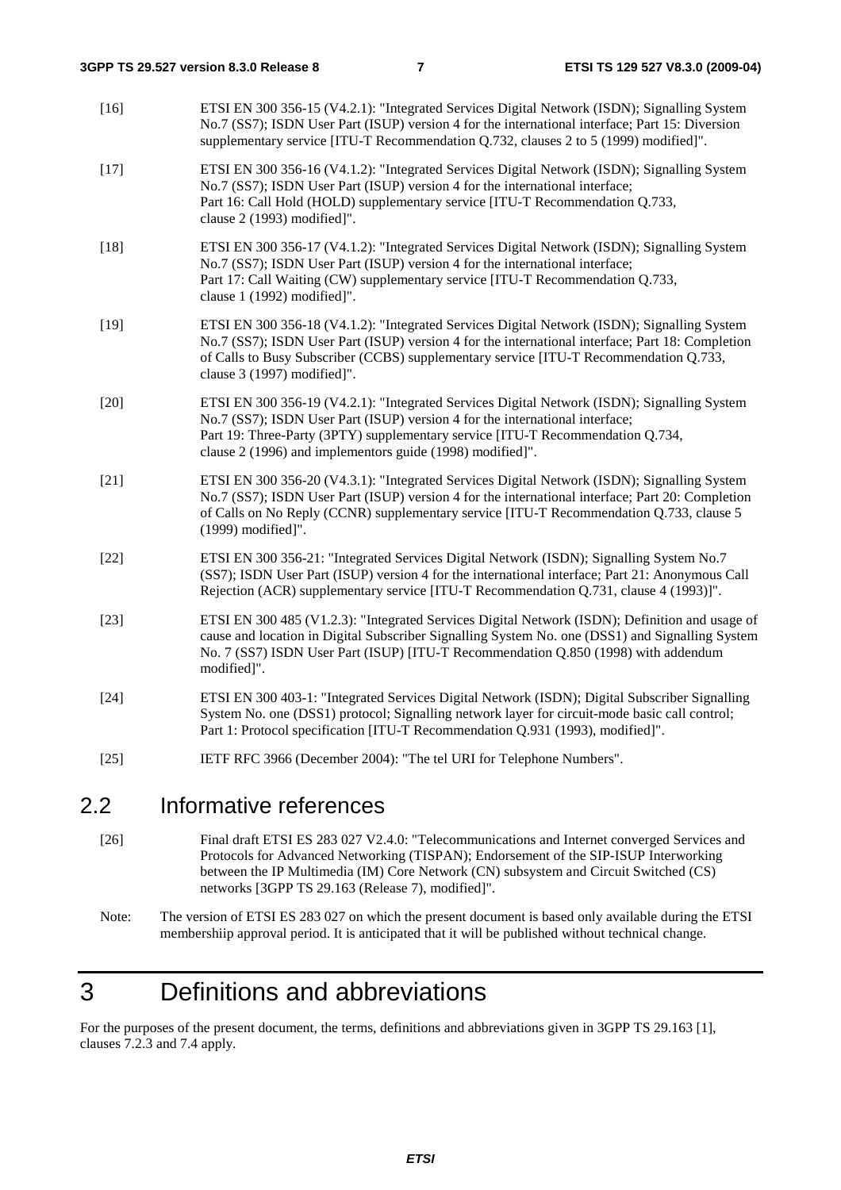[16] ETSI EN 300 356-15 (V4.2.1): "Integrated Services Digital Network (ISDN); Signalling System No.7 (SS7); ISDN User Part (ISUP) version 4 for the international interface; Part 15: Diversion supplementary service [ITU-T Recommendation Q.732, clauses 2 to 5 (1999) modified]".

[17] ETSI EN 300 356-16 (V4.1.2): "Integrated Services Digital Network (ISDN); Signalling System No.7 (SS7); ISDN User Part (ISUP) version 4 for the international interface; Part 16: Call Hold (HOLD) supplementary service [ITU-T Recommendation Q.733, clause 2 (1993) modified]".

[18] ETSI EN 300 356-17 (V4.1.2): "Integrated Services Digital Network (ISDN); Signalling System No.7 (SS7); ISDN User Part (ISUP) version 4 for the international interface; Part 17: Call Waiting (CW) supplementary service [ITU-T Recommendation Q.733, clause 1 (1992) modified]".

[19] ETSI EN 300 356-18 (V4.1.2): "Integrated Services Digital Network (ISDN); Signalling System No.7 (SS7); ISDN User Part (ISUP) version 4 for the international interface; Part 18: Completion of Calls to Busy Subscriber (CCBS) supplementary service [ITU-T Recommendation Q.733, clause 3 (1997) modified]".

[20] ETSI EN 300 356-19 (V4.2.1): "Integrated Services Digital Network (ISDN); Signalling System No.7 (SS7); ISDN User Part (ISUP) version 4 for the international interface; Part 19: Three-Party (3PTY) supplementary service [ITU-T Recommendation Q.734, clause 2 (1996) and implementors guide (1998) modified]".

[21] ETSI EN 300 356-20 (V4.3.1): "Integrated Services Digital Network (ISDN); Signalling System No.7 (SS7); ISDN User Part (ISUP) version 4 for the international interface; Part 20: Completion of Calls on No Reply (CCNR) supplementary service [ITU-T Recommendation Q.733, clause 5 (1999) modified]".

[22] ETSI EN 300 356-21: "Integrated Services Digital Network (ISDN); Signalling System No.7 (SS7); ISDN User Part (ISUP) version 4 for the international interface; Part 21: Anonymous Call Rejection (ACR) supplementary service [ITU-T Recommendation Q.731, clause 4 (1993)]".

[23] ETSI EN 300 485 (V1.2.3): "Integrated Services Digital Network (ISDN); Definition and usage of cause and location in Digital Subscriber Signalling System No. one (DSS1) and Signalling System No. 7 (SS7) ISDN User Part (ISUP) [ITU-T Recommendation Q.850 (1998) with addendum modified]".

[24] ETSI EN 300 403-1: "Integrated Services Digital Network (ISDN); Digital Subscriber Signalling System No. one (DSS1) protocol; Signalling network layer for circuit-mode basic call control; Part 1: Protocol specification [ITU-T Recommendation Q.931 (1993), modified]".

[25] IETF RFC 3966 (December 2004): "The tel URI for Telephone Numbers".

## 2.2 Informative references

[26] Final draft ETSI ES 283 027 V2.4.0: "Telecommunications and Internet converged Services and Protocols for Advanced Networking (TISPAN); Endorsement of the SIP-ISUP Interworking between the IP Multimedia (IM) Core Network (CN) subsystem and Circuit Switched (CS) networks [3GPP TS 29.163 (Release 7), modified]".

Note: The version of ETSI ES 283 027 on which the present document is based only available during the ETSI membershiip approval period. It is anticipated that it will be published without technical change.

# 3 Definitions and abbreviations

For the purposes of the present document, the terms, definitions and abbreviations given in 3GPP TS 29.163 [1], clauses 7.2.3 and 7.4 apply.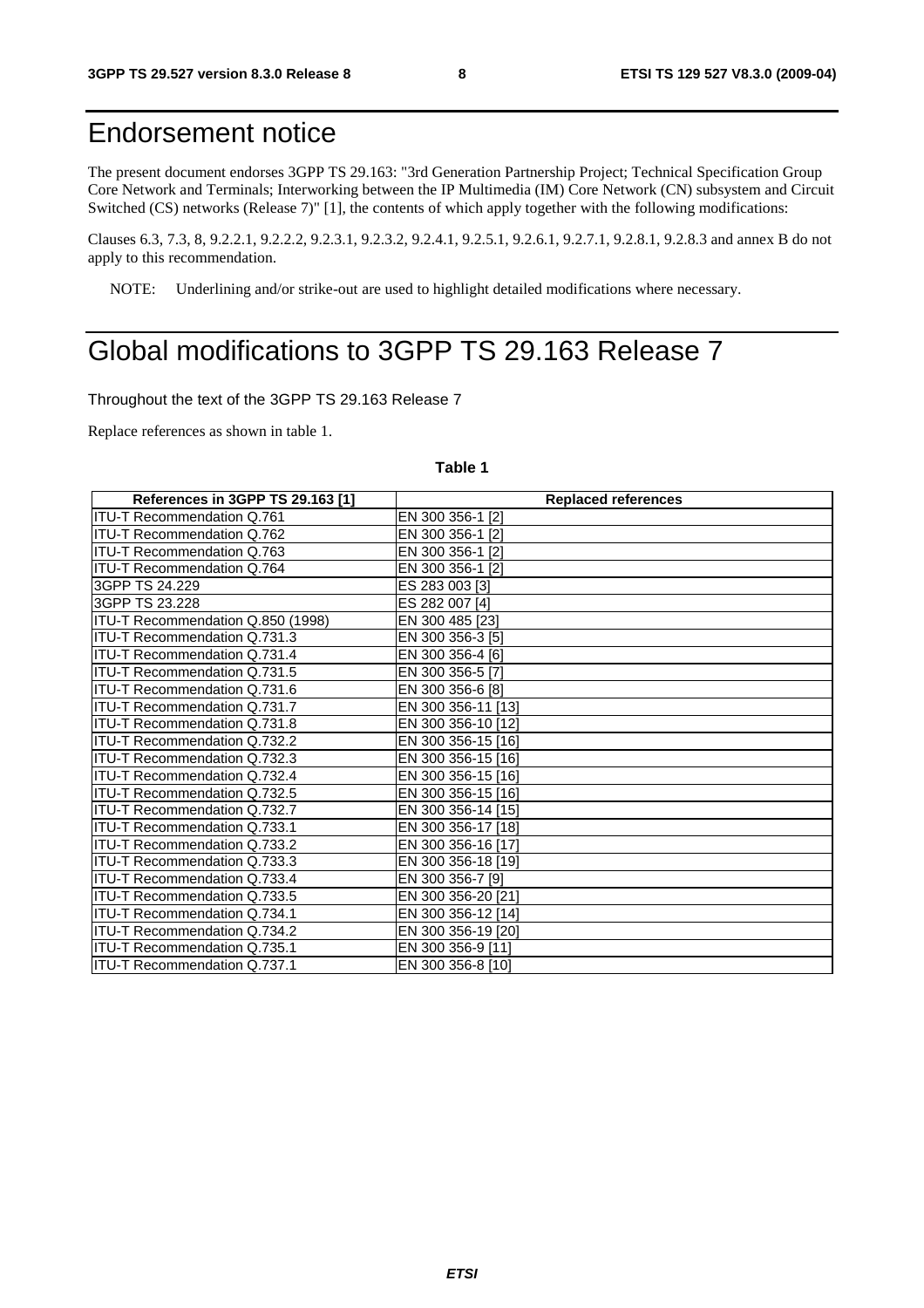# Endorsement notice

The present document endorses 3GPP TS 29.163: "3rd Generation Partnership Project; Technical Specification Group Core Network and Terminals; Interworking between the IP Multimedia (IM) Core Network (CN) subsystem and Circuit Switched (CS) networks (Release 7)" [1], the contents of which apply together with the following modifications:

Clauses 6.3, 7.3, 8, 9.2.2.1, 9.2.2.2, 9.2.3.1, 9.2.3.2, 9.2.4.1, 9.2.5.1, 9.2.6.1, 9.2.7.1, 9.2.8.1, 9.2.8.3 and annex B do not apply to this recommendation.

NOTE: Underlining and/or strike-out are used to highlight detailed modifications where necessary.

# Global modifications to 3GPP TS 29.163 Release 7

Throughout the text of the 3GPP TS 29.163 Release 7

Replace references as shown in table 1.

**Table 1**

| References in 3GPP TS 29.163 [1] | Replaced references |
|---|---|
| ITU-T Recommendation Q.761 | EN 300 356-1 [2] |
| ITU-T Recommendation Q.762 | EN 300 356-1 [2] |
| ITU-T Recommendation Q.763 | EN 300 356-1 [2] |
| ITU-T Recommendation Q.764 | EN 300 356-1 [2] |
| 3GPP TS 24.229 | ES 283 003 [3] |
| 3GPP TS 23.228 | ES 282 007 [4] |
| ITU-T Recommendation Q.850 (1998) | EN 300 485 [23] |
| ITU-T Recommendation Q.731.3 | EN 300 356-3 [5] |
| ITU-T Recommendation Q.731.4 | EN 300 356-4 [6] |
| ITU-T Recommendation Q.731.5 | EN 300 356-5 [7] |
| ITU-T Recommendation Q.731.6 | EN 300 356-6 [8] |
| ITU-T Recommendation Q.731.7 | EN 300 356-11 [13] |
| ITU-T Recommendation Q.731.8 | EN 300 356-10 [12] |
| ITU-T Recommendation Q.732.2 | EN 300 356-15 [16] |
| ITU-T Recommendation Q.732.3 | EN 300 356-15 [16] |
| ITU-T Recommendation Q.732.4 | EN 300 356-15 [16] |
| ITU-T Recommendation Q.732.5 | EN 300 356-15 [16] |
| ITU-T Recommendation Q.732.7 | EN 300 356-14 [15] |
| ITU-T Recommendation Q.733.1 | EN 300 356-17 [18] |
| ITU-T Recommendation Q.733.2 | EN 300 356-16 [17] |
| ITU-T Recommendation Q.733.3 | EN 300 356-18 [19] |
| ITU-T Recommendation Q.733.4 | EN 300 356-7 [9] |
| ITU-T Recommendation Q.733.5 | EN 300 356-20 [21] |
| ITU-T Recommendation Q.734.1 | EN 300 356-12 [14] |
| ITU-T Recommendation Q.734.2 | EN 300 356-19 [20] |
| ITU-T Recommendation Q.735.1 | EN 300 356-9 [11] |
| ITU-T Recommendation Q.737.1 | EN 300 356-8 [10] |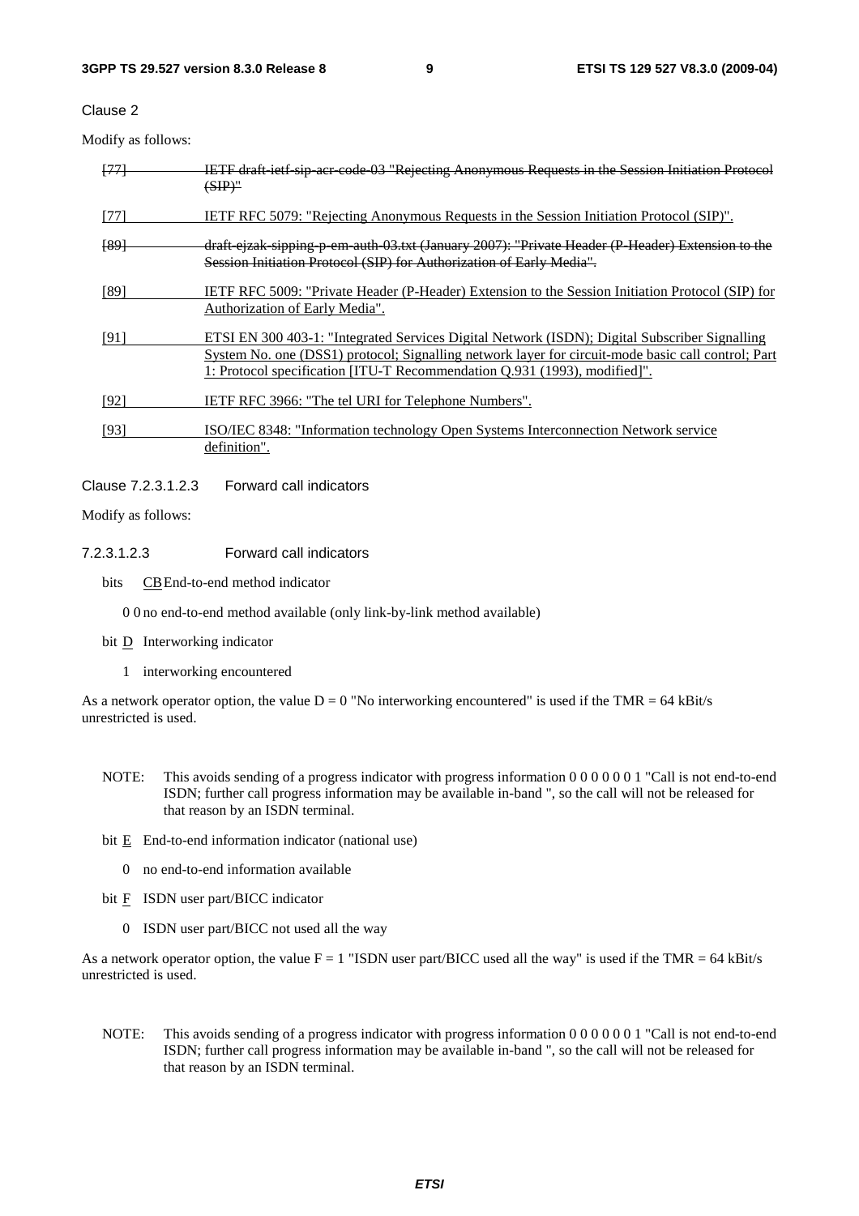Clause 2

Modify as follows:

~~[77] IETF draft-ietf-sip-acr-code-03 "Rejecting Anonymous Requests in the Session Initiation Protocol (SIP)"~~

<u>[77] IETF RFC 5079: "Rejecting Anonymous Requests in the Session Initiation Protocol (SIP)".</u>

~~[89] draft-ejzak-sipping-p-em-auth-03.txt (January 2007): "Private Header (P-Header) Extension to the Session Initiation Protocol (SIP) for Authorization of Early Media".~~

<u>[89] IETF RFC 5009: "Private Header (P-Header) Extension to the Session Initiation Protocol (SIP) for Authorization of Early Media".</u>

<u>[91] ETSI EN 300 403-1: "Integrated Services Digital Network (ISDN); Digital Subscriber Signalling System No. one (DSS1) protocol; Signalling network layer for circuit-mode basic call control; Part 1: Protocol specification [ITU-T Recommendation Q.931 (1993), modified]".</u>

<u>[92] IETF RFC 3966: "The tel URI for Telephone Numbers".</u>

<u>[93] ISO/IEC 8348: "Information technology Open Systems Interconnection Network service definition".</u>

Clause 7.2.3.1.2.3 Forward call indicators

Modify as follows:

#### 7.2.3.1.2.3 Forward call indicators

bits <u>CB</u> End-to-end method indicator

0 0 no end-to-end method available (only link-by-link method available)

bit <u>D</u> Interworking indicator

1 interworking encountered

As a network operator option, the value D = 0 "No interworking encountered" is used if the TMR = 64 kBit/s unrestricted is used.

NOTE: This avoids sending of a progress indicator with progress information 0 0 0 0 0 0 1 "Call is not end-to-end ISDN; further call progress information may be available in-band ", so the call will not be released for that reason by an ISDN terminal.

bit <u>E</u> End-to-end information indicator (national use)

0 no end-to-end information available

bit <u>F</u> ISDN user part/BICC indicator

0 ISDN user part/BICC not used all the way

As a network operator option, the value F = 1 "ISDN user part/BICC used all the way" is used if the TMR = 64 kBit/s unrestricted is used.

NOTE: This avoids sending of a progress indicator with progress information 0 0 0 0 0 0 1 "Call is not end-to-end ISDN; further call progress information may be available in-band ", so the call will not be released for that reason by an ISDN terminal.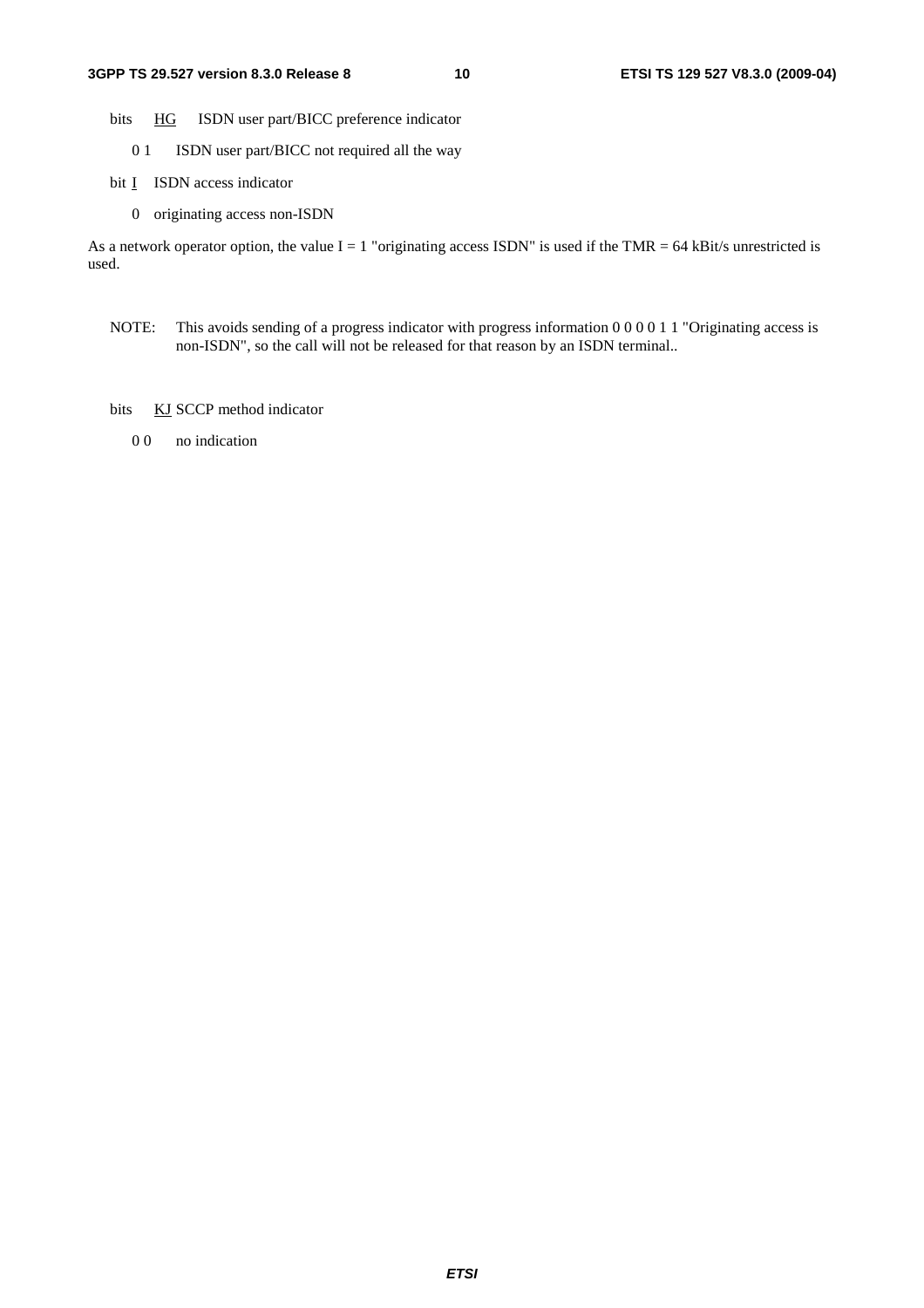bits HG ISDN user part/BICC preference indicator

0 1 ISDN user part/BICC not required all the way

bit I ISDN access indicator

0 originating access non-ISDN

As a network operator option, the value I = 1 "originating access ISDN" is used if the TMR = 64 kBit/s unrestricted is used.

NOTE: This avoids sending of a progress indicator with progress information 0 0 0 0 1 1 "Originating access is non-ISDN", so the call will not be released for that reason by an ISDN terminal..

bits KJ SCCP method indicator

0 0 no indication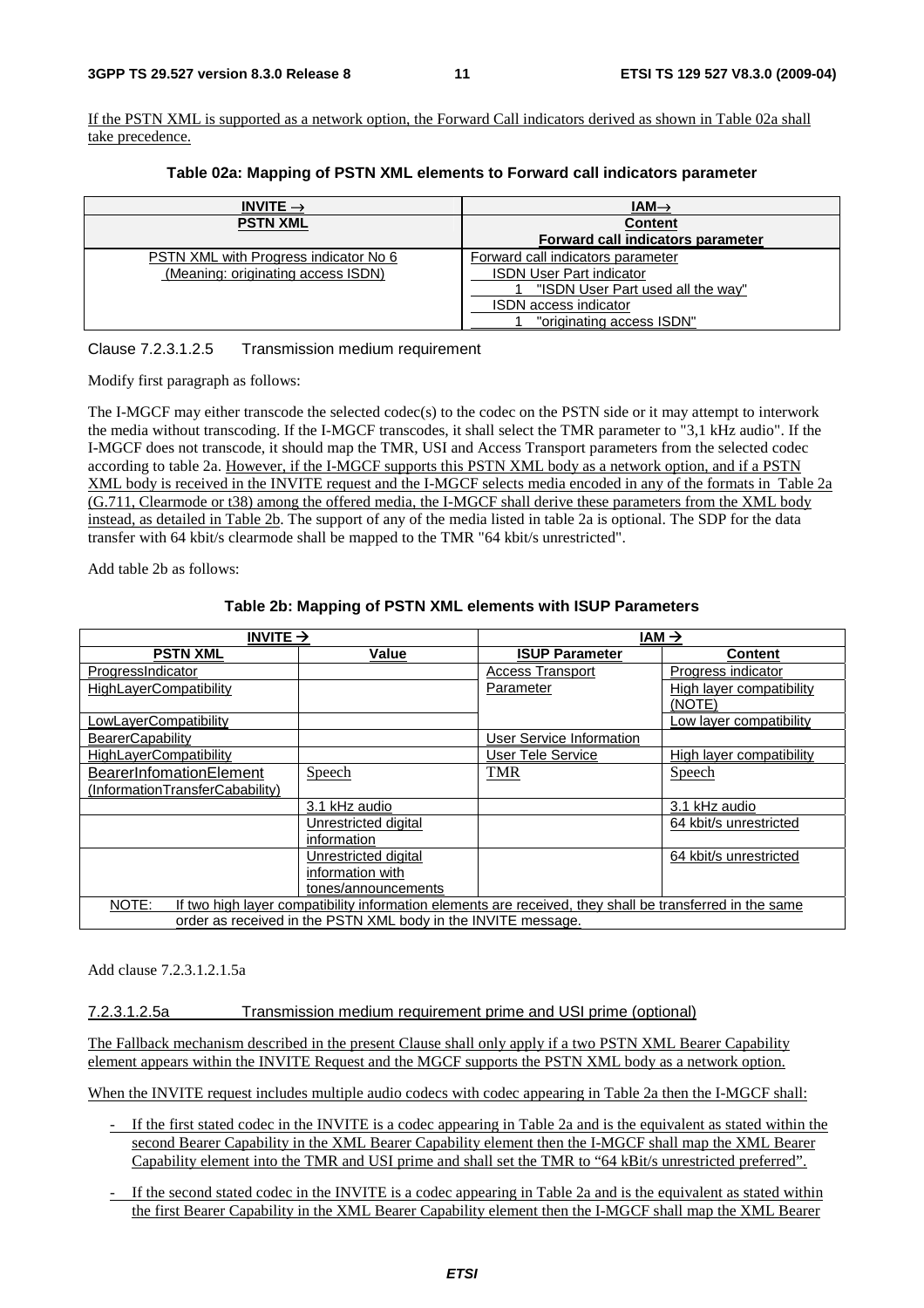If the PSTN XML is supported as a network option, the Forward Call indicators derived as shown in Table 02a shall take precedence.

**Table 02a: Mapping of PSTN XML elements to Forward call indicators parameter**

| INVITE → | IAM→ |
|---|---|
| PSTN XML | Content<br>Forward call indicators parameter |
| PSTN XML with Progress indicator No 6 (Meaning: originating access ISDN) | Forward call indicators parameter<br>ISDN User Part indicator<br>1 "ISDN User Part used all the way"<br>ISDN access indicator<br>1 "originating access ISDN" |

Clause 7.2.3.1.2.5 Transmission medium requirement

Modify first paragraph as follows:

The I-MGCF may either transcode the selected codec(s) to the codec on the PSTN side or it may attempt to interwork the media without transcoding. If the I-MGCF transcodes, it shall select the TMR parameter to "3,1 kHz audio". If the I-MGCF does not transcode, it should map the TMR, USI and Access Transport parameters from the selected codec according to table 2a. However, if the I-MGCF supports this PSTN XML body as a network option, and if a PSTN XML body is received in the INVITE request and the I-MGCF selects media encoded in any of the formats in Table 2a (G.711, Clearmode or t38) among the offered media, the I-MGCF shall derive these parameters from the XML body instead, as detailed in Table 2b. The support of any of the media listed in table 2a is optional. The SDP for the data transfer with 64 kbit/s clearmode shall be mapped to the TMR "64 kbit/s unrestricted".

Add table 2b as follows:

**Table 2b: Mapping of PSTN XML elements with ISUP Parameters**

| INVITE → | | IAM → | |
|---|---|---|---|
| PSTN XML | Value | ISUP Parameter | Content |
| ProgressIndicator | | Access Transport Parameter | Progress indicator |
| HighLayerCompatibility | | | High layer compatibility (NOTE) |
| LowLayerCompatibility | | | Low layer compatibility |
| BearerCapability | | User Service Information | |
| HighLayerCompatibility | | User Tele Service | High layer compatibility |
| BearerInfomationElement (InformationTransferCabability) | Speech | TMR | Speech |
| | 3.1 kHz audio | | 3.1 kHz audio |
| | Unrestricted digital information | | 64 kbit/s unrestricted |
| | Unrestricted digital information with tones/announcements | | 64 kbit/s unrestricted |
| NOTE: If two high layer compatibility information elements are received, they shall be transferred in the same order as received in the PSTN XML body in the INVITE message. | | | |

Add clause 7.2.3.1.2.1.5a

### 7.2.3.1.2.5a Transmission medium requirement prime and USI prime (optional)

The Fallback mechanism described in the present Clause shall only apply if a two PSTN XML Bearer Capability element appears within the INVITE Request and the MGCF supports the PSTN XML body as a network option.

When the INVITE request includes multiple audio codecs with codec appearing in Table 2a then the I-MGCF shall:

- If the first stated codec in the INVITE is a codec appearing in Table 2a and is the equivalent as stated within the second Bearer Capability in the XML Bearer Capability element then the I-MGCF shall map the XML Bearer Capability element into the TMR and USI prime and shall set the TMR to "64 kBit/s unrestricted preferred".
- If the second stated codec in the INVITE is a codec appearing in Table 2a and is the equivalent as stated within the first Bearer Capability in the XML Bearer Capability element then the I-MGCF shall map the XML Bearer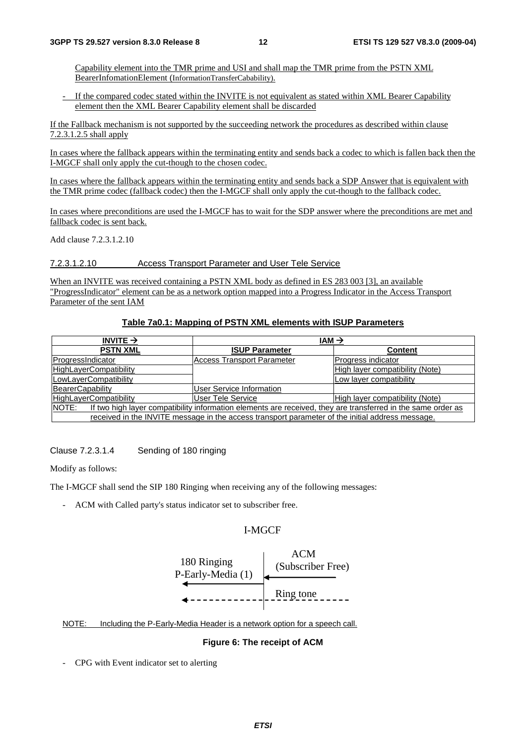Capability element into the TMR prime and USI and shall map the TMR prime from the PSTN XML BearerInfomationElement (InformationTransferCabability).

- If the compared codec stated within the INVITE is not equivalent as stated within XML Bearer Capability element then the XML Bearer Capability element shall be discarded

If the Fallback mechanism is not supported by the succeeding network the procedures as described within clause 7.2.3.1.2.5 shall apply

In cases where the fallback appears within the terminating entity and sends back a codec to which is fallen back then the I-MGCF shall only apply the cut-though to the chosen codec.

In cases where the fallback appears within the terminating entity and sends back a SDP Answer that is equivalent with the TMR prime codec (fallback codec) then the I-MGCF shall only apply the cut-though to the fallback codec.

In cases where preconditions are used the I-MGCF has to wait for the SDP answer where the preconditions are met and fallback codec is sent back.

Add clause 7.2.3.1.2.10

#### 7.2.3.1.2.10 Access Transport Parameter and User Tele Service

When an INVITE was received containing a PSTN XML body as defined in ES 283 003 [3], an available "ProgressIndicator" element can be as a network option mapped into a Progress Indicator in the Access Transport Parameter of the sent IAM

**Table 7a0.1: Mapping of PSTN XML elements with ISUP Parameters**

| INVITE → | IAM → | |
|---|---|---|
| **PSTN XML** | **ISUP Parameter** | **Content** |
| ProgressIndicator | Access Transport Parameter | Progress indicator |
| HighLayerCompatibility | | High layer compatibility (Note) |
| LowLayerCompatibility | | Low layer compatibility |
| BearerCapability | User Service Information | |
| HighLayerCompatibility | User Tele Service | High layer compatibility (Note) |
| NOTE: If two high layer compatibility information elements are received, they are transferred in the same order as received in the INVITE message in the access transport parameter of the initial address message. | | |

#### Clause 7.2.3.1.4 Sending of 180 ringing

Modify as follows:

The I-MGCF shall send the SIP 180 Ringing when receiving any of the following messages:

- ACM with Called party's status indicator set to subscriber free.

I-MGCF

180 Ringing
P-Early-Media (1)

ACM
(Subscriber Free)

Ring tone

NOTE: Including the P-Early-Media Header is a network option for a speech call.

**Figure 6: The receipt of ACM**

- CPG with Event indicator set to alerting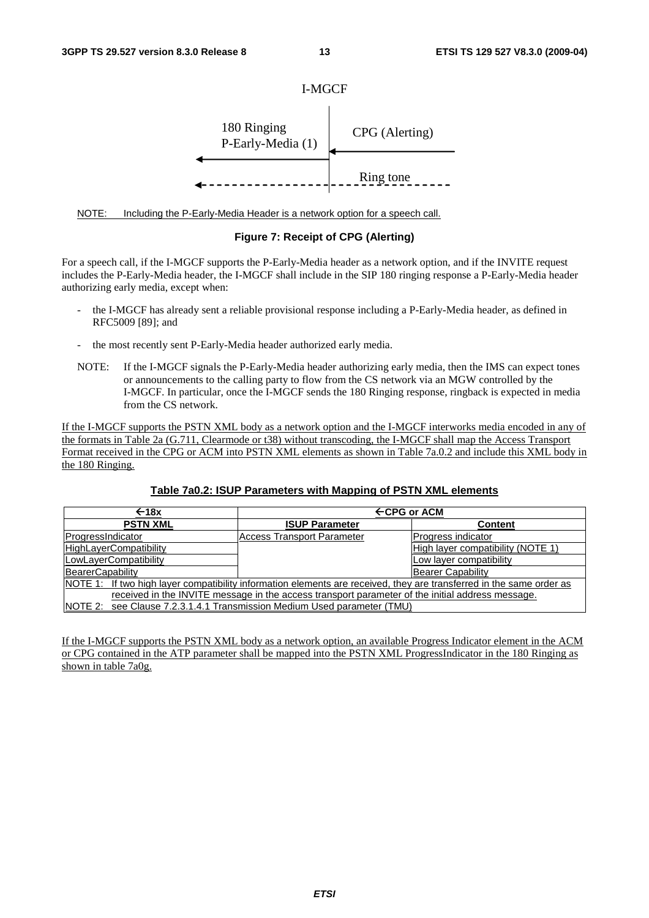I-MGCF

180 Ringing
P-Early-Media (1)

CPG (Alerting)

Ring tone

NOTE: Including the P-Early-Media Header is a network option for a speech call.

**Figure 7: Receipt of CPG (Alerting)**

For a speech call, if the I-MGCF supports the P-Early-Media header as a network option, and if the INVITE request includes the P-Early-Media header, the I-MGCF shall include in the SIP 180 ringing response a P-Early-Media header authorizing early media, except when:

- the I-MGCF has already sent a reliable provisional response including a P-Early-Media header, as defined in RFC5009 [89]; and
- the most recently sent P-Early-Media header authorized early media.

NOTE: If the I-MGCF signals the P-Early-Media header authorizing early media, then the IMS can expect tones or announcements to the calling party to flow from the CS network via an MGW controlled by the I-MGCF. In particular, once the I-MGCF sends the 180 Ringing response, ringback is expected in media from the CS network.

If the I-MGCF supports the PSTN XML body as a network option and the I-MGCF interworks media encoded in any of the formats in Table 2a (G.711, Clearmode or t38) without transcoding, the I-MGCF shall map the Access Transport Format received in the CPG or ACM into PSTN XML elements as shown in Table 7a.0.2 and include this XML body in the 180 Ringing.

**Table 7a0.2: ISUP Parameters with Mapping of PSTN XML elements**

| ←18x | ←CPG or ACM | |
|---|---|---|
| **PSTN XML** | **ISUP Parameter** | **Content** |
| ProgressIndicator | Access Transport Parameter | Progress indicator |
| HighLayerCompatibility | | High layer compatibility (NOTE 1) |
| LowLayerCompatibility | | Low layer compatibility |
| BearerCapability | | Bearer Capability |
| NOTE 1: If two high layer compatibility information elements are received, they are transferred in the same order as received in the INVITE message in the access transport parameter of the initial address message. | | |
| NOTE 2: see Clause 7.2.3.1.4.1 Transmission Medium Used parameter (TMU) | | |

If the I-MGCF supports the PSTN XML body as a network option, an available Progress Indicator element in the ACM or CPG contained in the ATP parameter shall be mapped into the PSTN XML ProgressIndicator in the 180 Ringing as shown in table 7a0g.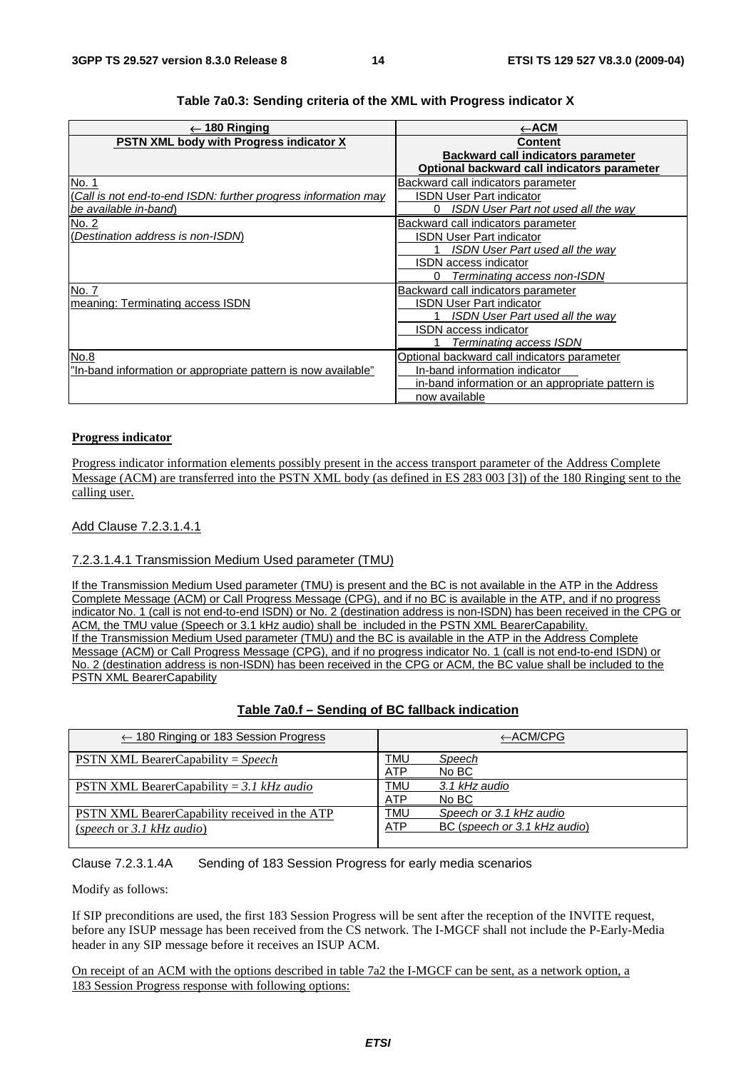**Table 7a0.3: Sending criteria of the XML with Progress indicator X**

| ← 180 Ringing | ←ACM |
|---|---|
| **PSTN XML body with Progress indicator X** | **Content** **Backward call indicators parameter** **Optional backward call indicators parameter** |
| No. 1 (*Call is not end-to-end ISDN: further progress information may be available in-band*) | Backward call indicators parameter ISDN User Part indicator 0 *ISDN User Part not used all the way* |
| No. 2 (*Destination address is non-ISDN*) | Backward call indicators parameter ISDN User Part indicator 1 *ISDN User Part used all the way* ISDN access indicator 0 *Terminating access non-ISDN* |
| No. 7 meaning: Terminating access ISDN | Backward call indicators parameter ISDN User Part indicator 1 *ISDN User Part used all the way* ISDN access indicator 1 *Terminating access ISDN* |
| No.8 "In-band information or appropriate pattern is now available" | Optional backward call indicators parameter In-band information indicator in-band information or an appropriate pattern is now available |

**Progress indicator**

Progress indicator information elements possibly present in the access transport parameter of the Address Complete Message (ACM) are transferred into the PSTN XML body (as defined in ES 283 003 [3]) of the 180 Ringing sent to the calling user.

Add Clause 7.2.3.1.4.1

7.2.3.1.4.1 Transmission Medium Used parameter (TMU)

If the Transmission Medium Used parameter (TMU) is present and the BC is not available in the ATP in the Address Complete Message (ACM) or Call Progress Message (CPG), and if no BC is available in the ATP, and if no progress indicator No. 1 (call is not end-to-end ISDN) or No. 2 (destination address is non-ISDN) has been received in the CPG or ACM, the TMU value (Speech or 3.1 kHz audio) shall be included in the PSTN XML BearerCapability.
If the Transmission Medium Used parameter (TMU) and the BC is available in the ATP in the Address Complete Message (ACM) or Call Progress Message (CPG), and if no progress indicator No. 1 (call is not end-to-end ISDN) or No. 2 (destination address is non-ISDN) has been received in the CPG or ACM, the BC value shall be included to the PSTN XML BearerCapability

**Table 7a0.f – Sending of BC fallback indication**

| ← 180 Ringing or 183 Session Progress | ←ACM/CPG |
|---|---|
| PSTN XML BearerCapability = *Speech* | TMU *Speech* ATP No BC |
| PSTN XML BearerCapability = *3.1 kHz audio* | TMU *3.1 kHz audio* ATP No BC |
| PSTN XML BearerCapability received in the ATP (*speech* or *3.1 kHz audio*) | TMU *Speech or 3.1 kHz audio* ATP BC (*speech or 3.1 kHz audio*) |

Clause 7.2.3.1.4A Sending of 183 Session Progress for early media scenarios

Modify as follows:

If SIP preconditions are used, the first 183 Session Progress will be sent after the reception of the INVITE request, before any ISUP message has been received from the CS network. The I-MGCF shall not include the P-Early-Media header in any SIP message before it receives an ISUP ACM.

On receipt of an ACM with the options described in table 7a2 the I-MGCF can be sent, as a network option, a 183 Session Progress response with following options: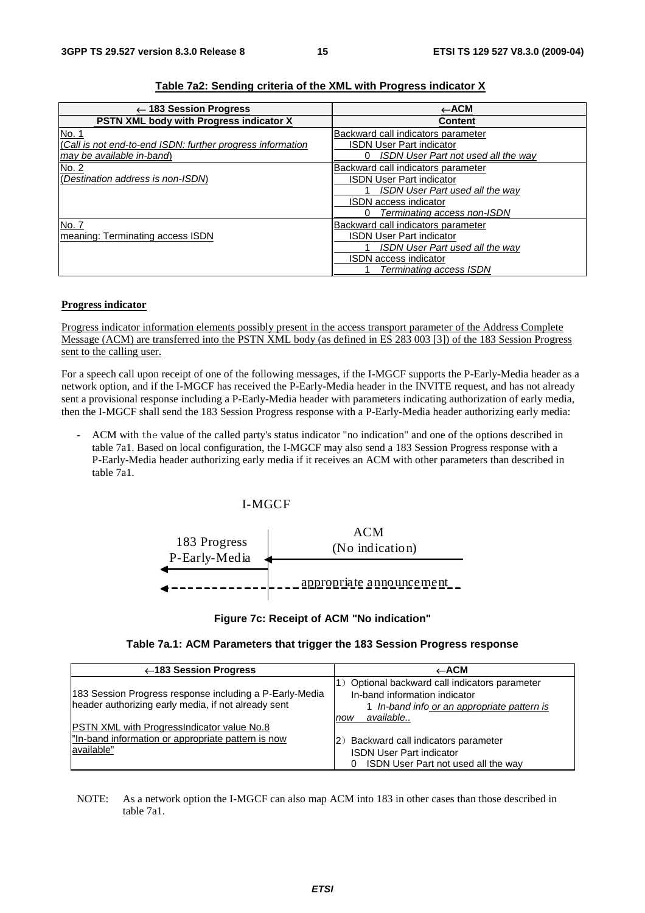**Table 7a2: Sending criteria of the XML with Progress indicator X**

| ← 183 Session Progress<br>PSTN XML body with Progress indicator X | ←ACM<br>Content |
|---|---|
| No. 1<br>(*Call is not end-to-end ISDN: further progress information may be available in-band*) | Backward call indicators parameter<br>ISDN User Part indicator<br>0 *ISDN User Part not used all the way* |
| No. 2<br>(*Destination address is non-ISDN*) | Backward call indicators parameter<br>ISDN User Part indicator<br>1 *ISDN User Part used all the way*<br>ISDN access indicator<br>0 *Terminating access non-ISDN* |
| No. 7<br>meaning: Terminating access ISDN | Backward call indicators parameter<br>ISDN User Part indicator<br>1 *ISDN User Part used all the way*<br>ISDN access indicator<br>1 *Terminating access ISDN* |

**Progress indicator**

Progress indicator information elements possibly present in the access transport parameter of the Address Complete Message (ACM) are transferred into the PSTN XML body (as defined in ES 283 003 [3]) of the 183 Session Progress sent to the calling user.

For a speech call upon receipt of one of the following messages, if the I-MGCF supports the P-Early-Media header as a network option, and if the I-MGCF has received the P-Early-Media header in the INVITE request, and has not already sent a provisional response including a P-Early-Media header with parameters indicating authorization of early media, then the I-MGCF shall send the 183 Session Progress response with a P-Early-Media header authorizing early media:

- ACM with the value of the called party's status indicator "no indication" and one of the options described in table 7a1. Based on local configuration, the I-MGCF may also send a 183 Session Progress response with a P-Early-Media header authorizing early media if it receives an ACM with other parameters than described in table 7a1.

I-MGCF

183 Progress
P-Early-Media

ACM
(No indication)

appropriate announcement

**Figure 7c: Receipt of ACM "No indication"**

**Table 7a.1: ACM Parameters that trigger the 183 Session Progress response**

| ←183 Session Progress | ←ACM |
|---|---|
| 183 Session Progress response including a P-Early-Media header authorizing early media, if not already sent<br><br>PSTN XML with ProgressIndicator value No.8 "In-band information or appropriate pattern is now available" | 1) Optional backward call indicators parameter<br>In-band information indicator<br>1 *In-band info or an appropriate pattern is now available..*<br><br>2) Backward call indicators parameter<br>ISDN User Part indicator<br>0 ISDN User Part not used all the way |

NOTE: As a network option the I-MGCF can also map ACM into 183 in other cases than those described in table 7a1.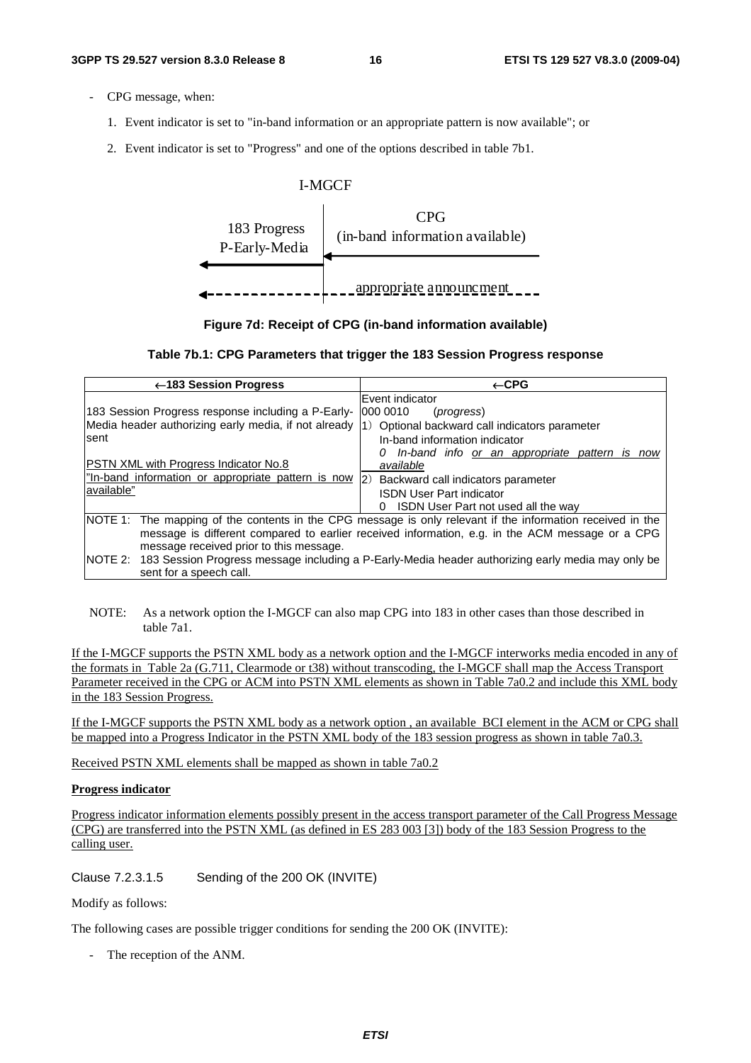- CPG message, when:

  1. Event indicator is set to "in-band information or an appropriate pattern is now available"; or

  2. Event indicator is set to "Progress" and one of the options described in table 7b1.

I-MGCF

183 Progress P-Early-Media ← | ← CPG (in-band information available)

← - - - - - appropriate announcment - - -

**Figure 7d: Receipt of CPG (in-band information available)**

**Table 7b.1: CPG Parameters that trigger the 183 Session Progress response**

| ←183 Session Progress | ←CPG |
|---|---|
| 183 Session Progress response including a P-Early-Media header authorizing early media, if not already sent<br><br>PSTN XML with Progress Indicator No.8 "In-band information or appropriate pattern is now available" | Event indicator<br>000 0010 (*progress*)<br>1) Optional backward call indicators parameter<br>In-band information indicator<br>*0 In-band info or an appropriate pattern is now available*<br>2) Backward call indicators parameter<br>ISDN User Part indicator<br>0 ISDN User Part not used all the way |
| NOTE 1: The mapping of the contents in the CPG message is only relevant if the information received in the message is different compared to earlier received information, e.g. in the ACM message or a CPG message received prior to this message.<br>NOTE 2: 183 Session Progress message including a P-Early-Media header authorizing early media may only be sent for a speech call. | |

NOTE: As a network option the I-MGCF can also map CPG into 183 in other cases than those described in table 7a1.

If the I-MGCF supports the PSTN XML body as a network option and the I-MGCF interworks media encoded in any of the formats in Table 2a (G.711, Clearmode or t38) without transcoding, the I-MGCF shall map the Access Transport Parameter received in the CPG or ACM into PSTN XML elements as shown in Table 7a0.2 and include this XML body in the 183 Session Progress.

If the I-MGCF supports the PSTN XML body as a network option , an available BCI element in the ACM or CPG shall be mapped into a Progress Indicator in the PSTN XML body of the 183 session progress as shown in table 7a0.3.

Received PSTN XML elements shall be mapped as shown in table 7a0.2

**Progress indicator**

Progress indicator information elements possibly present in the access transport parameter of the Call Progress Message (CPG) are transferred into the PSTN XML (as defined in ES 283 003 [3]) body of the 183 Session Progress to the calling user.

Clause 7.2.3.1.5 Sending of the 200 OK (INVITE)

Modify as follows:

The following cases are possible trigger conditions for sending the 200 OK (INVITE):

- The reception of the ANM.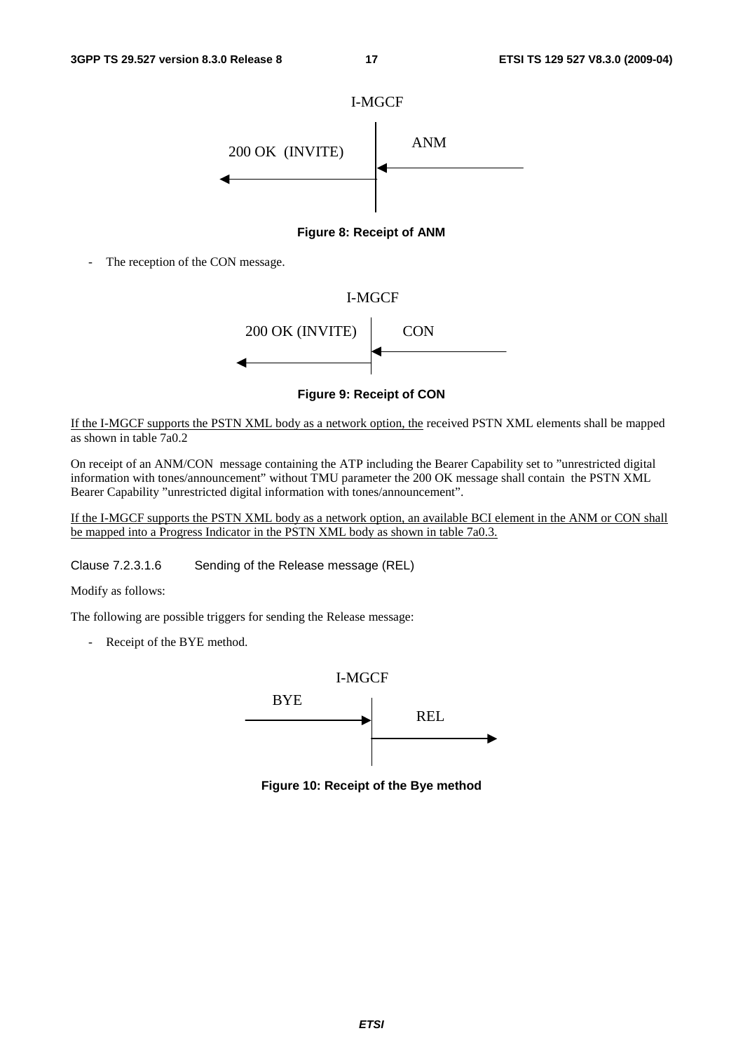I-MGCF

200 OK (INVITE) ← | ← ANM

**Figure 8: Receipt of ANM**

- The reception of the CON message.

I-MGCF

200 OK (INVITE) ← | ← CON

**Figure 9: Receipt of CON**

If the I-MGCF supports the PSTN XML body as a network option, the received PSTN XML elements shall be mapped as shown in table 7a0.2

On receipt of an ANM/CON message containing the ATP including the Bearer Capability set to "unrestricted digital information with tones/announcement" without TMU parameter the 200 OK message shall contain the PSTN XML Bearer Capability "unrestricted digital information with tones/announcement".

If the I-MGCF supports the PSTN XML body as a network option, an available BCI element in the ANM or CON shall be mapped into a Progress Indicator in the PSTN XML body as shown in table 7a0.3.

Clause 7.2.3.1.6 Sending of the Release message (REL)

Modify as follows:

The following are possible triggers for sending the Release message:

- Receipt of the BYE method.

I-MGCF

BYE → | → REL

**Figure 10: Receipt of the Bye method**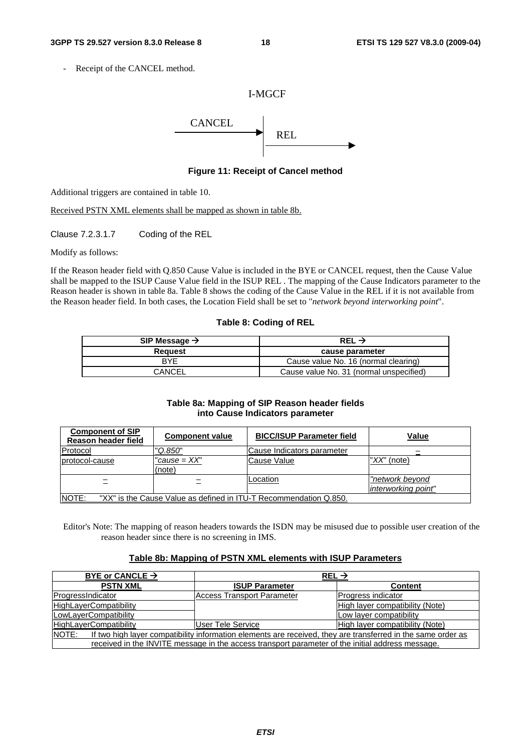- Receipt of the CANCEL method.

I-MGCF

CANCEL → REL →

**Figure 11: Receipt of Cancel method**

Additional triggers are contained in table 10.

Received PSTN XML elements shall be mapped as shown in table 8b.

Clause 7.2.3.1.7 Coding of the REL

Modify as follows:

If the Reason header field with Q.850 Cause Value is included in the BYE or CANCEL request, then the Cause Value shall be mapped to the ISUP Cause Value field in the ISUP REL . The mapping of the Cause Indicators parameter to the Reason header is shown in table 8a. Table 8 shows the coding of the Cause Value in the REL if it is not available from the Reason header field. In both cases, the Location Field shall be set to "*network beyond interworking point*".

**Table 8: Coding of REL**

| SIP Message → | REL → |
|---|---|
| **Request** | **cause parameter** |
| BYE | Cause value No. 16 (normal clearing) |
| CANCEL | Cause value No. 31 (normal unspecified) |

**Table 8a: Mapping of SIP Reason header fields into Cause Indicators parameter**

| Component of SIP Reason header field | Component value | BICC/ISUP Parameter field | Value |
|---|---|---|---|
| Protocol | "*Q.850*" | Cause Indicators parameter | – |
| protocol-cause | "*cause = XX*" (note) | Cause Value | "*XX*" (note) |
| – | – | Location | *"network beyond interworking point"* |
| NOTE: "XX" is the Cause Value as defined in ITU-T Recommendation Q.850. | | | |

Editor's Note: The mapping of reason headers towards the ISDN may be misused due to possible user creation of the reason header since there is no screening in IMS.

**Table 8b: Mapping of PSTN XML elements with ISUP Parameters**

| BYE or CANCLE → | REL → | |
|---|---|---|
| **PSTN XML** | **ISUP Parameter** | **Content** |
| ProgressIndicator | Access Transport Parameter | Progress indicator |
| HighLayerCompatibility | | High layer compatibility (Note) |
| LowLayerCompatibility | | Low layer compatibility |
| HighLayerCompatibility | User Tele Service | High layer compatibility (Note) |
| NOTE: If two high layer compatibility information elements are received, they are transferred in the same order as received in the INVITE message in the access transport parameter of the initial address message. | | |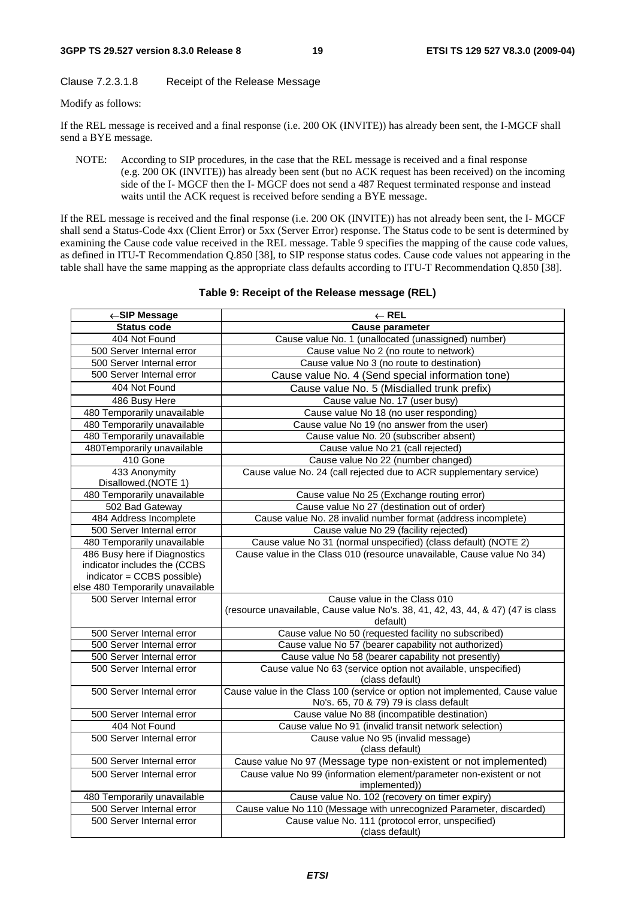Clause 7.2.3.1.8 Receipt of the Release Message

Modify as follows:

If the REL message is received and a final response (i.e. 200 OK (INVITE)) has already been sent, the I-MGCF shall send a BYE message.

NOTE: According to SIP procedures, in the case that the REL message is received and a final response (e.g. 200 OK (INVITE)) has already been sent (but no ACK request has been received) on the incoming side of the I- MGCF then the I- MGCF does not send a 487 Request terminated response and instead waits until the ACK request is received before sending a BYE message.

If the REL message is received and the final response (i.e. 200 OK (INVITE)) has not already been sent, the I- MGCF shall send a Status-Code 4xx (Client Error) or 5xx (Server Error) response. The Status code to be sent is determined by examining the Cause code value received in the REL message. Table 9 specifies the mapping of the cause code values, as defined in ITU-T Recommendation Q.850 [38], to SIP response status codes. Cause code values not appearing in the table shall have the same mapping as the appropriate class defaults according to ITU-T Recommendation Q.850 [38].

**Table 9: Receipt of the Release message (REL)**

| ←SIP Message | ← REL |
|---|---|
| **Status code** | **Cause parameter** |
| 404 Not Found | Cause value No. 1 (unallocated (unassigned) number) |
| 500 Server Internal error | Cause value No 2 (no route to network) |
| 500 Server Internal error | Cause value No 3 (no route to destination) |
| 500 Server Internal error | Cause value No. 4 (Send special information tone) |
| 404 Not Found | Cause value No. 5 (Misdialled trunk prefix) |
| 486 Busy Here | Cause value No. 17 (user busy) |
| 480 Temporarily unavailable | Cause value No 18 (no user responding) |
| 480 Temporarily unavailable | Cause value No 19 (no answer from the user) |
| 480 Temporarily unavailable | Cause value No. 20 (subscriber absent) |
| 480Temporarily unavailable | Cause value No 21 (call rejected) |
| 410 Gone | Cause value No 22 (number changed) |
| 433 Anonymity Disallowed.(NOTE 1) | Cause value No. 24 (call rejected due to ACR supplementary service) |
| 480 Temporarily unavailable | Cause value No 25 (Exchange routing error) |
| 502 Bad Gateway | Cause value No 27 (destination out of order) |
| 484 Address Incomplete | Cause value No. 28 invalid number format (address incomplete) |
| 500 Server Internal error | Cause value No 29 (facility rejected) |
| 480 Temporarily unavailable | Cause value No 31 (normal unspecified) (class default) (NOTE 2) |
| 486 Busy here if Diagnostics indicator includes the (CCBS indicator = CCBS possible) else 480 Temporarily unavailable | Cause value in the Class 010 (resource unavailable, Cause value No 34) |
| 500 Server Internal error | Cause value in the Class 010 (resource unavailable, Cause value No's. 38, 41, 42, 43, 44, & 47) (47 is class default) |
| 500 Server Internal error | Cause value No 50 (requested facility no subscribed) |
| 500 Server Internal error | Cause value No 57 (bearer capability not authorized) |
| 500 Server Internal error | Cause value No 58 (bearer capability not presently) |
| 500 Server Internal error | Cause value No 63 (service option not available, unspecified) (class default) |
| 500 Server Internal error | Cause value in the Class 100 (service or option not implemented, Cause value No's. 65, 70 & 79) 79 is class default |
| 500 Server Internal error | Cause value No 88 (incompatible destination) |
| 404 Not Found | Cause value No 91 (invalid transit network selection) |
| 500 Server Internal error | Cause value No 95 (invalid message) (class default) |
| 500 Server Internal error | Cause value No 97 (Message type non-existent or not implemented) |
| 500 Server Internal error | Cause value No 99 (information element/parameter non-existent or not implemented)) |
| 480 Temporarily unavailable | Cause value No. 102 (recovery on timer expiry) |
| 500 Server Internal error | Cause value No 110 (Message with unrecognized Parameter, discarded) |
| 500 Server Internal error | Cause value No. 111 (protocol error, unspecified) (class default) |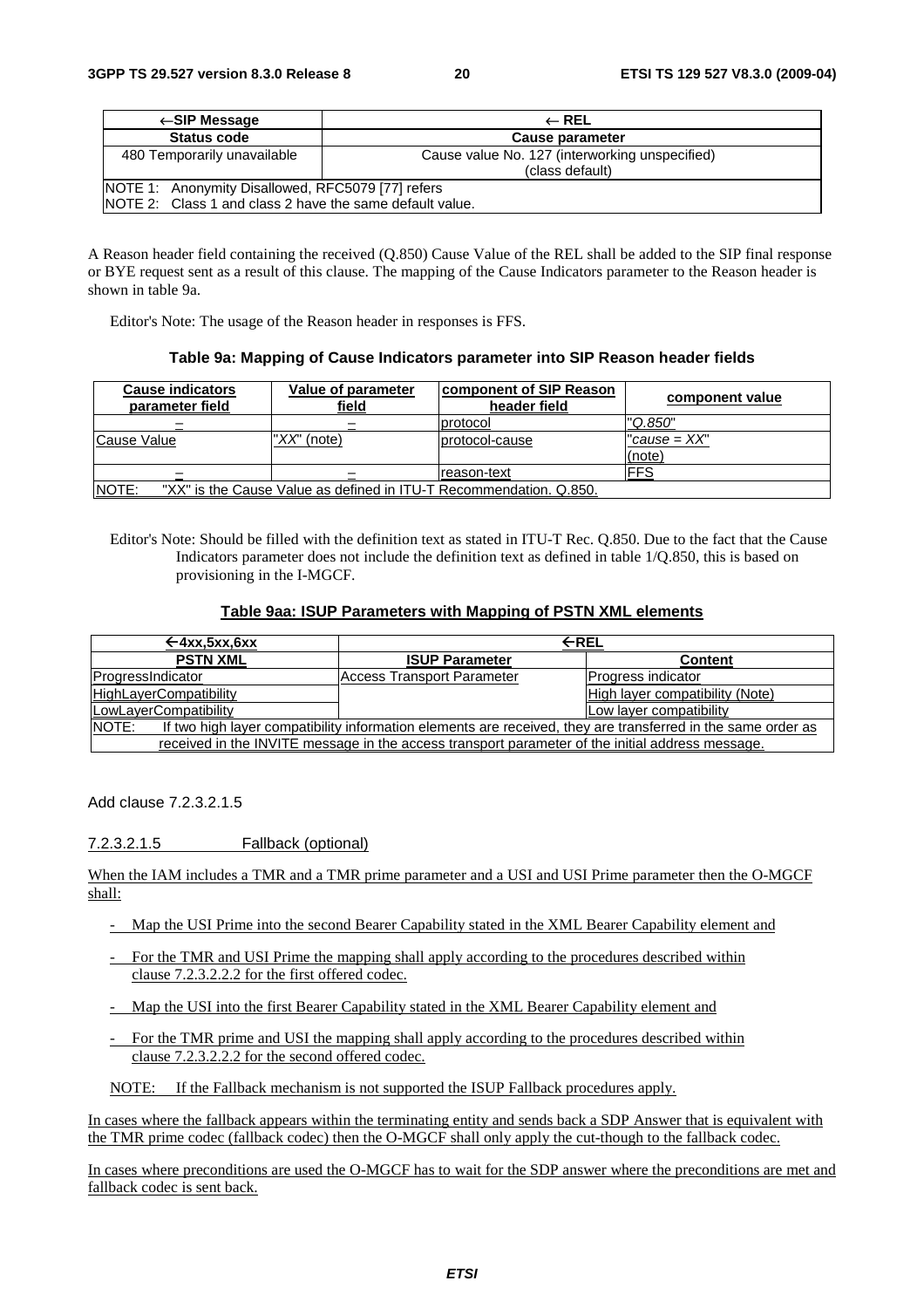| ←SIP Message | ← REL |
|---|---|
| **Status code** | **Cause parameter** |
| 480 Temporarily unavailable | Cause value No. 127 (interworking unspecified) (class default) |
| NOTE 1: Anonymity Disallowed, RFC5079 [77] refers<br>NOTE 2: Class 1 and class 2 have the same default value. | |

A Reason header field containing the received (Q.850) Cause Value of the REL shall be added to the SIP final response or BYE request sent as a result of this clause. The mapping of the Cause Indicators parameter to the Reason header is shown in table 9a.

Editor's Note: The usage of the Reason header in responses is FFS.

**Table 9a: Mapping of Cause Indicators parameter into SIP Reason header fields**

| Cause indicators parameter field | Value of parameter field | component of SIP Reason header field | component value |
|---|---|---|---|
| – | – | protocol | "*Q.850*" |
| Cause Value | "*XX*" (note) | protocol-cause | "*cause = XX*" (note) |
| – | – | reason-text | FFS |
| NOTE: "XX" is the Cause Value as defined in ITU-T Recommendation. Q.850. | | | |

Editor's Note: Should be filled with the definition text as stated in ITU-T Rec. Q.850. Due to the fact that the Cause Indicators parameter does not include the definition text as defined in table 1/Q.850, this is based on provisioning in the I-MGCF.

**Table 9aa: ISUP Parameters with Mapping of PSTN XML elements**

| ←4xx,5xx,6xx | ←REL | |
|---|---|---|
| **PSTN XML** | **ISUP Parameter** | **Content** |
| ProgressIndicator | Access Transport Parameter | Progress indicator |
| HighLayerCompatibility | | High layer compatibility (Note) |
| LowLayerCompatibility | | Low layer compatibility |
| NOTE: If two high layer compatibility information elements are received, they are transferred in the same order as received in the INVITE message in the access transport parameter of the initial address message. | | |

Add clause 7.2.3.2.1.5

7.2.3.2.1.5 Fallback (optional)

When the IAM includes a TMR and a TMR prime parameter and a USI and USI Prime parameter then the O-MGCF shall:

- Map the USI Prime into the second Bearer Capability stated in the XML Bearer Capability element and
- For the TMR and USI Prime the mapping shall apply according to the procedures described within clause 7.2.3.2.2.2 for the first offered codec.
- Map the USI into the first Bearer Capability stated in the XML Bearer Capability element and
- For the TMR prime and USI the mapping shall apply according to the procedures described within clause 7.2.3.2.2.2 for the second offered codec.

NOTE: If the Fallback mechanism is not supported the ISUP Fallback procedures apply.

In cases where the fallback appears within the terminating entity and sends back a SDP Answer that is equivalent with the TMR prime codec (fallback codec) then the O-MGCF shall only apply the cut-though to the fallback codec.

In cases where preconditions are used the O-MGCF has to wait for the SDP answer where the preconditions are met and fallback codec is sent back.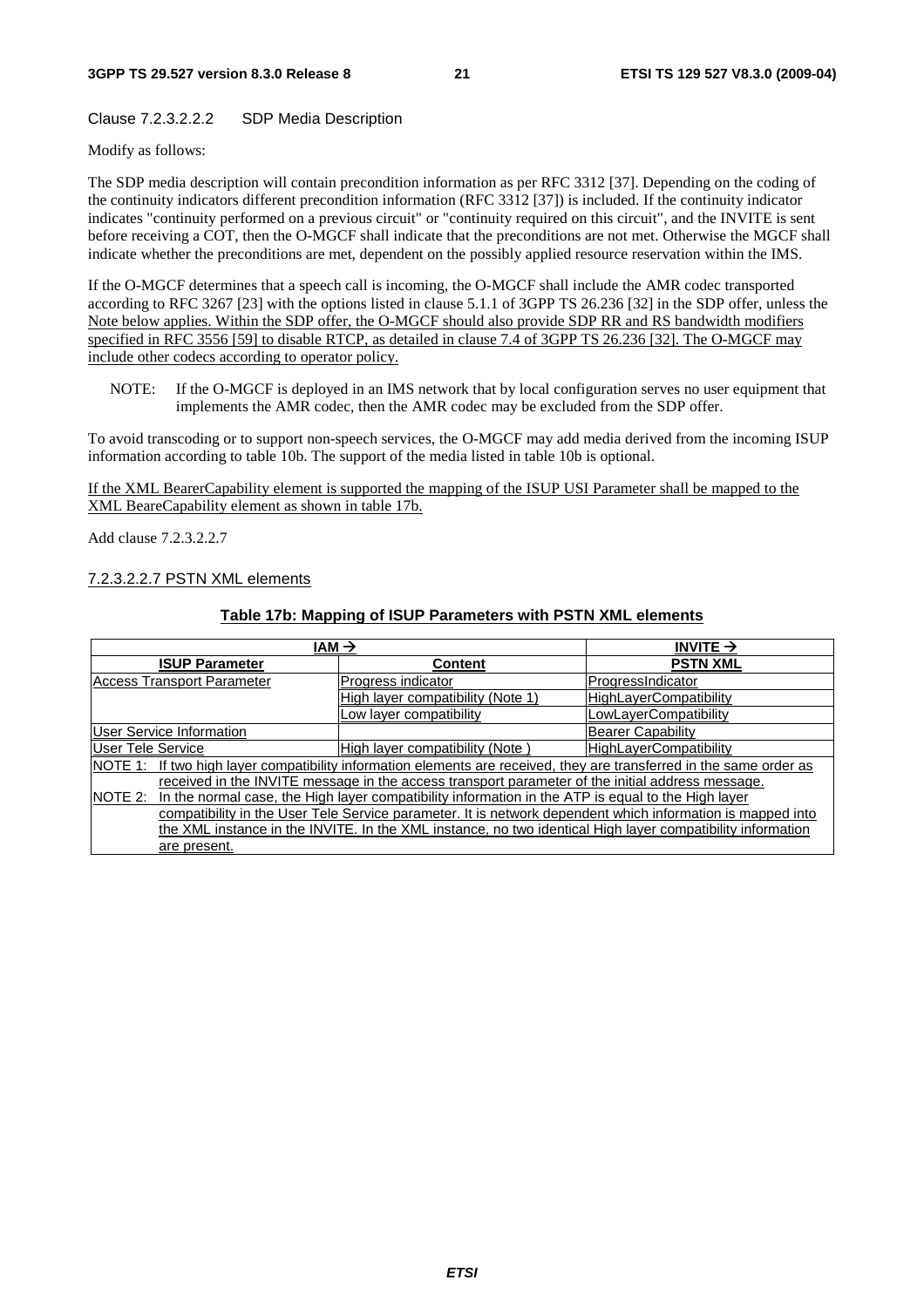Clause 7.2.3.2.2.2 SDP Media Description

Modify as follows:

The SDP media description will contain precondition information as per RFC 3312 [37]. Depending on the coding of the continuity indicators different precondition information (RFC 3312 [37]) is included. If the continuity indicator indicates "continuity performed on a previous circuit" or "continuity required on this circuit", and the INVITE is sent before receiving a COT, then the O-MGCF shall indicate that the preconditions are not met. Otherwise the MGCF shall indicate whether the preconditions are met, dependent on the possibly applied resource reservation within the IMS.

If the O-MGCF determines that a speech call is incoming, the O-MGCF shall include the AMR codec transported according to RFC 3267 [23] with the options listed in clause 5.1.1 of 3GPP TS 26.236 [32] in the SDP offer, unless the Note below applies. Within the SDP offer, the O-MGCF should also provide SDP RR and RS bandwidth modifiers specified in RFC 3556 [59] to disable RTCP, as detailed in clause 7.4 of 3GPP TS 26.236 [32]. The O-MGCF may include other codecs according to operator policy.

NOTE: If the O-MGCF is deployed in an IMS network that by local configuration serves no user equipment that implements the AMR codec, then the AMR codec may be excluded from the SDP offer.

To avoid transcoding or to support non-speech services, the O-MGCF may add media derived from the incoming ISUP information according to table 10b. The support of the media listed in table 10b is optional.

If the XML BearerCapability element is supported the mapping of the ISUP USI Parameter shall be mapped to the XML BeareCapability element as shown in table 17b.

Add clause 7.2.3.2.2.7

#### 7.2.3.2.2.7 PSTN XML elements

**Table 17b: Mapping of ISUP Parameters with PSTN XML elements**

| IAM → | | INVITE → |
|---|---|---|
| **ISUP Parameter** | **Content** | **PSTN XML** |
| Access Transport Parameter | Progress indicator | ProgressIndicator |
| | High layer compatibility (Note 1) | HighLayerCompatibility |
| | Low layer compatibility | LowLayerCompatibility |
| User Service Information | | Bearer Capability |
| User Tele Service | High layer compatibility (Note ) | HighLayerCompatibility |
| NOTE 1: If two high layer compatibility information elements are received, they are transferred in the same order as received in the INVITE message in the access transport parameter of the initial address message. | | |
| NOTE 2: In the normal case, the High layer compatibility information in the ATP is equal to the High layer compatibility in the User Tele Service parameter. It is network dependent which information is mapped into the XML instance in the INVITE. In the XML instance, no two identical High layer compatibility information are present. | | |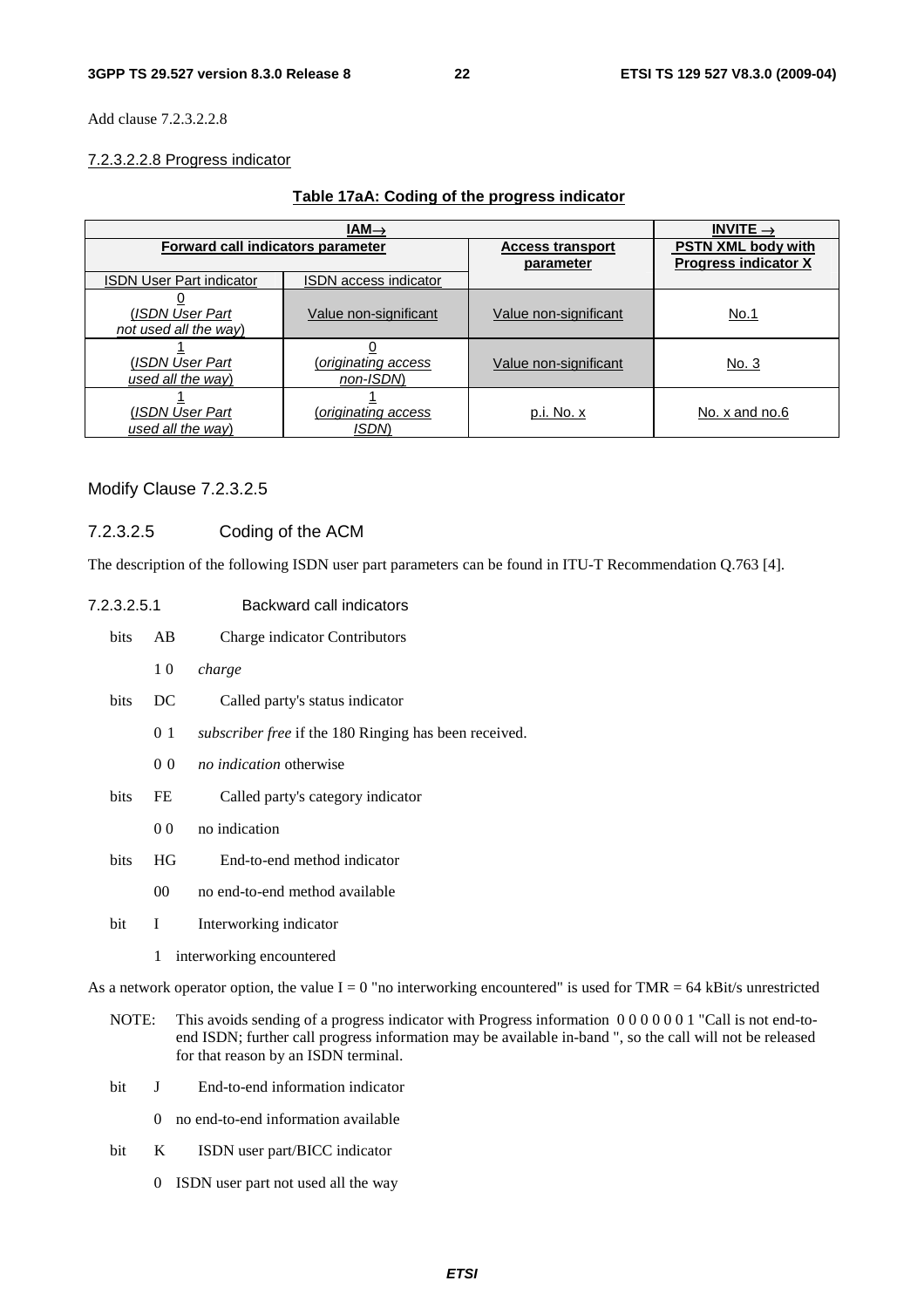Add clause 7.2.3.2.2.8

7.2.3.2.2.8 Progress indicator

**Table 17aA: Coding of the progress indicator**

| IAM→ | | | INVITE → |
|---|---|---|---|
| Forward call indicators parameter | | Access transport parameter | PSTN XML body with Progress indicator X |
| ISDN User Part indicator | ISDN access indicator | | |
| 0 (ISDN User Part not used all the way) | Value non-significant | Value non-significant | No.1 |
| 1 (ISDN User Part used all the way) | 0 (originating access non-ISDN) | Value non-significant | No. 3 |
| 1 (ISDN User Part used all the way) | 1 (originating access ISDN) | p.i. No. x | No. x and no.6 |

Modify Clause 7.2.3.2.5

### 7.2.3.2.5 Coding of the ACM

The description of the following ISDN user part parameters can be found in ITU-T Recommendation Q.763 [4].

#### 7.2.3.2.5.1 Backward call indicators

bits AB Charge indicator Contributors

1 0 *charge*

bits DC Called party's status indicator

0 1 *subscriber free* if the 180 Ringing has been received.

0 0 *no indication* otherwise

bits FE Called party's category indicator

0 0 no indication

bits HG End-to-end method indicator

00 no end-to-end method available

bit I Interworking indicator

1 interworking encountered

As a network operator option, the value I = 0 "no interworking encountered" is used for TMR = 64 kBit/s unrestricted

NOTE: This avoids sending of a progress indicator with Progress information 0 0 0 0 0 0 1 "Call is not end-to-end ISDN; further call progress information may be available in-band ", so the call will not be released for that reason by an ISDN terminal.

bit J End-to-end information indicator

0 no end-to-end information available

bit K ISDN user part/BICC indicator

0 ISDN user part not used all the way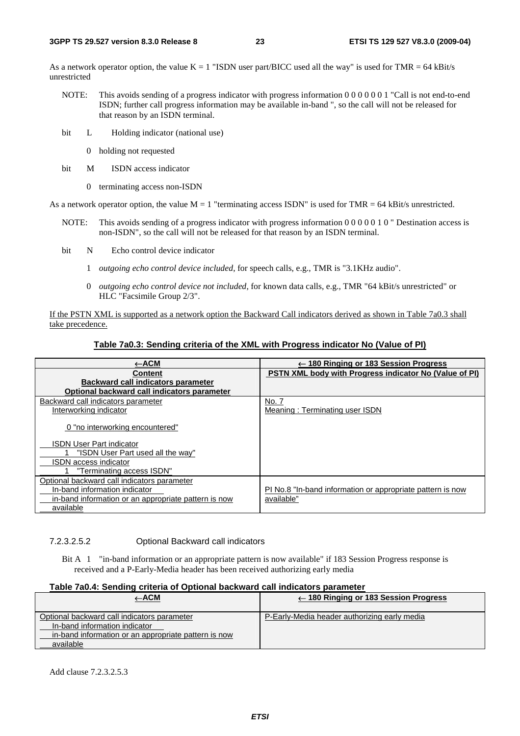As a network operator option, the value K = 1 "ISDN user part/BICC used all the way" is used for TMR = 64 kBit/s unrestricted

NOTE: This avoids sending of a progress indicator with progress information 0 0 0 0 0 0 1 "Call is not end-to-end ISDN; further call progress information may be available in-band ", so the call will not be released for that reason by an ISDN terminal.

bit L Holding indicator (national use)

0 holding not requested

bit M ISDN access indicator

0 terminating access non-ISDN

As a network operator option, the value M = 1 "terminating access ISDN" is used for TMR = 64 kBit/s unrestricted.

NOTE: This avoids sending of a progress indicator with progress information 0 0 0 0 0 1 0 " Destination access is non-ISDN", so the call will not be released for that reason by an ISDN terminal.

bit N Echo control device indicator

1 *outgoing echo control device included*, for speech calls, e.g., TMR is "3.1KHz audio".

0 *outgoing echo control device not included*, for known data calls, e.g., TMR "64 kBit/s unrestricted" or HLC "Facsimile Group 2/3".

If the PSTN XML is supported as a network option the Backward Call indicators derived as shown in Table 7a0.3 shall take precedence.

**Table 7a0.3: Sending criteria of the XML with Progress indicator No (Value of PI)**

| ←ACM<br>**Content**<br>**Backward call indicators parameter**<br>**Optional backward call indicators parameter** | ← 180 Ringing or 183 Session Progress<br>**PSTN XML body with Progress indicator No (Value of PI)** |
|---|---|
| Backward call indicators parameter<br>Interworking indicator<br>0 "no interworking encountered"<br>ISDN User Part indicator<br>1 "ISDN User Part used all the way"<br>ISDN access indicator<br>1 "Terminating access ISDN" | No. 7<br>Meaning : Terminating user ISDN |
| Optional backward call indicators parameter<br>In-band information indicator<br>in-band information or an appropriate pattern is now available | PI No.8 "In-band information or appropriate pattern is now available" |

7.2.3.2.5.2 Optional Backward call indicators

Bit A 1 "in-band information or an appropriate pattern is now available" if 183 Session Progress response is received and a P-Early-Media header has been received authorizing early media

**Table 7a0.4: Sending criteria of Optional backward call indicators parameter**

| ←ACM | ← 180 Ringing or 183 Session Progress |
|---|---|
| Optional backward call indicators parameter<br>In-band information indicator<br>in-band information or an appropriate pattern is now available | P-Early-Media header authorizing early media |

Add clause 7.2.3.2.5.3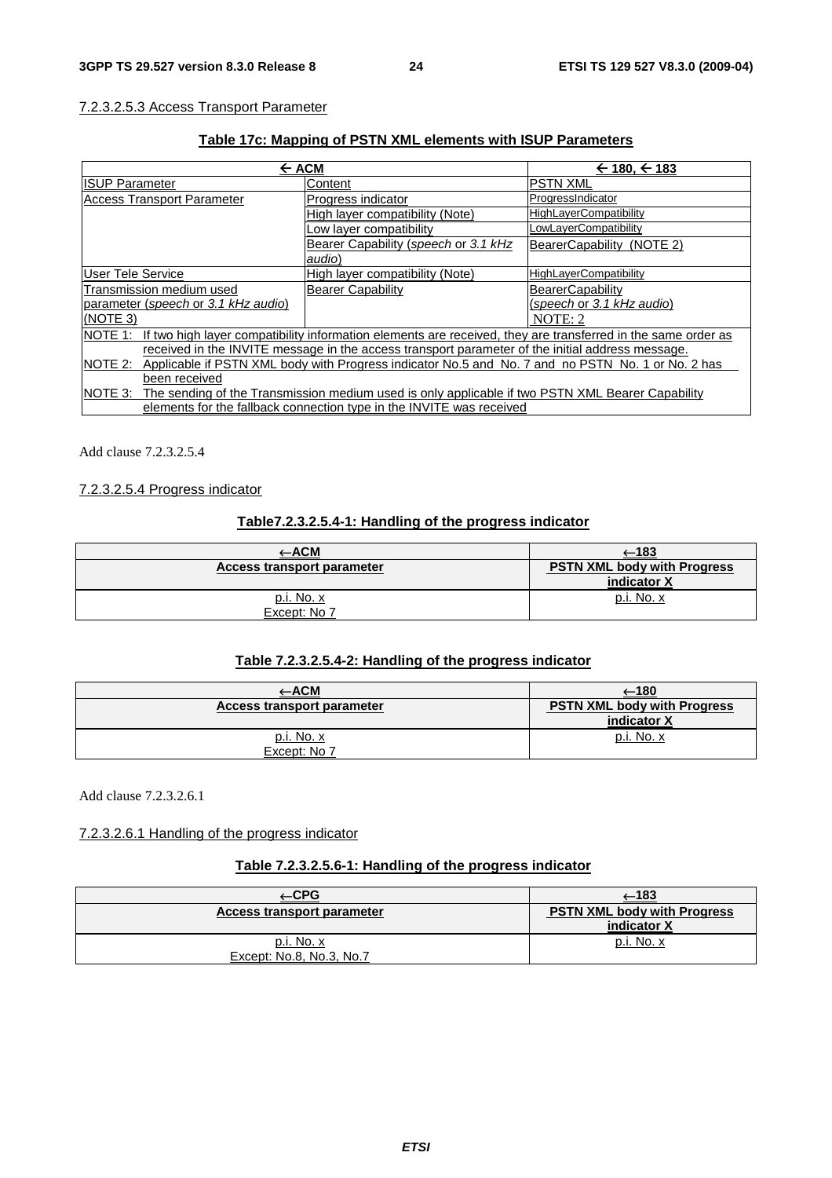7.2.3.2.5.3 Access Transport Parameter

**Table 17c: Mapping of PSTN XML elements with ISUP Parameters**

| ← ACM | | ← 180, ← 183 |
|---|---|---|
| ISUP Parameter | Content | PSTN XML |
| Access Transport Parameter | Progress indicator | ProgressIndicator |
| | High layer compatibility (Note) | HighLayerCompatibility |
| | Low layer compatibility | LowLayerCompatibility |
| | Bearer Capability (*speech* or *3.1 kHz audio*) | BearerCapability (NOTE 2) |
| User Tele Service | High layer compatibility (Note) | HighLayerCompatibility |
| Transmission medium used parameter (*speech* or *3.1 kHz audio*) (NOTE 3) | Bearer Capability | BearerCapability (*speech* or *3.1 kHz audio*) NOTE: 2 |
| NOTE 1: If two high layer compatibility information elements are received, they are transferred in the same order as received in the INVITE message in the access transport parameter of the initial address message. | | |
| NOTE 2: Applicable if PSTN XML body with Progress indicator No.5 and No. 7 and no PSTN No. 1 or No. 2 has been received | | |
| NOTE 3: The sending of the Transmission medium used is only applicable if two PSTN XML Bearer Capability elements for the fallback connection type in the INVITE was received | | |

Add clause 7.2.3.2.5.4

7.2.3.2.5.4 Progress indicator

**Table7.2.3.2.5.4-1: Handling of the progress indicator**

| ←ACM | ←183 |
|---|---|
| **Access transport parameter** | **PSTN XML body with Progress indicator X** |
| p.i. No. x<br>Except: No 7 | p.i. No. x |

**Table 7.2.3.2.5.4-2: Handling of the progress indicator**

| ←ACM | ←180 |
|---|---|
| **Access transport parameter** | **PSTN XML body with Progress indicator X** |
| p.i. No. x<br>Except: No 7 | p.i. No. x |

Add clause 7.2.3.2.6.1

7.2.3.2.6.1 Handling of the progress indicator

**Table 7.2.3.2.5.6-1: Handling of the progress indicator**

| ←CPG | ←183 |
|---|---|
| **Access transport parameter** | **PSTN XML body with Progress indicator X** |
| p.i. No. x<br>Except: No.8, No.3, No.7 | p.i. No. x |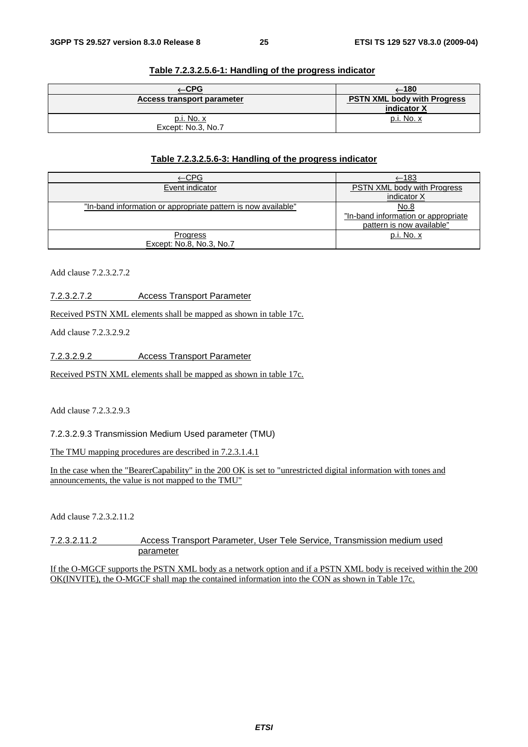**Table 7.2.3.2.5.6-1: Handling of the progress indicator**

| ←CPG | ←180 |
|---|---|
| **Access transport parameter** | **PSTN XML body with Progress indicator X** |
| p.i. No. x<br>Except: No.3, No.7 | p.i. No. x |

**Table 7.2.3.2.5.6-3: Handling of the progress indicator**

| ←CPG | ←183 |
|---|---|
| Event indicator | PSTN XML body with Progress indicator X |
| "In-band information or appropriate pattern is now available" | No.8<br>"In-band information or appropriate pattern is now available" |
| Progress<br>Except: No.8, No.3, No.7 | p.i. No. x |

Add clause 7.2.3.2.7.2

#### 7.2.3.2.7.2 Access Transport Parameter

Received PSTN XML elements shall be mapped as shown in table 17c.

Add clause 7.2.3.2.9.2

#### 7.2.3.2.9.2 Access Transport Parameter

Received PSTN XML elements shall be mapped as shown in table 17c.

Add clause 7.2.3.2.9.3

#### 7.2.3.2.9.3 Transmission Medium Used parameter (TMU)

The TMU mapping procedures are described in 7.2.3.1.4.1

In the case when the "BearerCapability" in the 200 OK is set to "unrestricted digital information with tones and announcements, the value is not mapped to the TMU"

Add clause 7.2.3.2.11.2

#### 7.2.3.2.11.2 Access Transport Parameter, User Tele Service, Transmission medium used parameter

If the O-MGCF supports the PSTN XML body as a network option and if a PSTN XML body is received within the 200 OK(INVITE), the O-MGCF shall map the contained information into the CON as shown in Table 17c.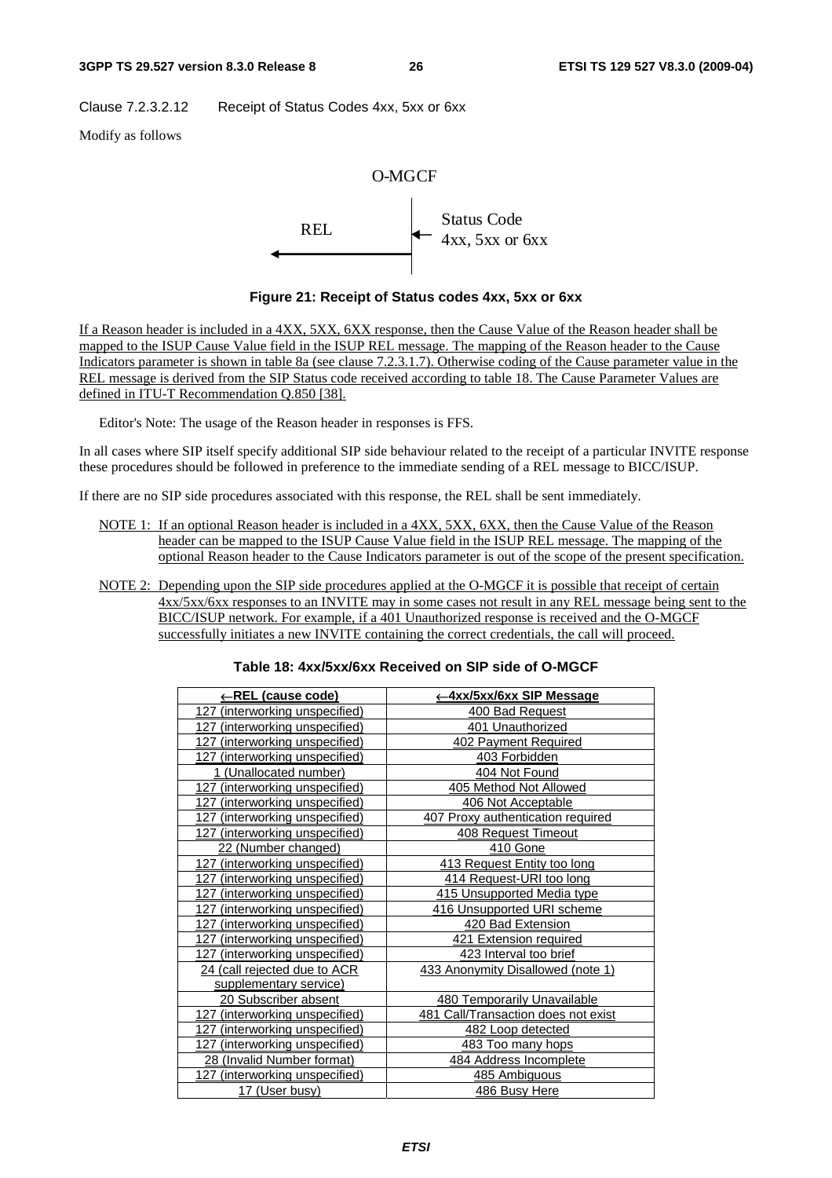Clause 7.2.3.2.12 Receipt of Status Codes 4xx, 5xx or 6xx

Modify as follows

O-MGCF

REL ← Status Code 4xx, 5xx or 6xx

**Figure 21: Receipt of Status codes 4xx, 5xx or 6xx**

If a Reason header is included in a 4XX, 5XX, 6XX response, then the Cause Value of the Reason header shall be mapped to the ISUP Cause Value field in the ISUP REL message. The mapping of the Reason header to the Cause Indicators parameter is shown in table 8a (see clause 7.2.3.1.7). Otherwise coding of the Cause parameter value in the REL message is derived from the SIP Status code received according to table 18. The Cause Parameter Values are defined in ITU-T Recommendation Q.850 [38].

Editor's Note: The usage of the Reason header in responses is FFS.

In all cases where SIP itself specify additional SIP side behaviour related to the receipt of a particular INVITE response these procedures should be followed in preference to the immediate sending of a REL message to BICC/ISUP.

If there are no SIP side procedures associated with this response, the REL shall be sent immediately.

NOTE 1: If an optional Reason header is included in a 4XX, 5XX, 6XX, then the Cause Value of the Reason header can be mapped to the ISUP Cause Value field in the ISUP REL message. The mapping of the optional Reason header to the Cause Indicators parameter is out of the scope of the present specification.

NOTE 2: Depending upon the SIP side procedures applied at the O-MGCF it is possible that receipt of certain 4xx/5xx/6xx responses to an INVITE may in some cases not result in any REL message being sent to the BICC/ISUP network. For example, if a 401 Unauthorized response is received and the O-MGCF successfully initiates a new INVITE containing the correct credentials, the call will proceed.

**Table 18: 4xx/5xx/6xx Received on SIP side of O-MGCF**

| ←REL (cause code) | ←4xx/5xx/6xx SIP Message |
|---|---|
| 127 (interworking unspecified) | 400 Bad Request |
| 127 (interworking unspecified) | 401 Unauthorized |
| 127 (interworking unspecified) | 402 Payment Required |
| 127 (interworking unspecified) | 403 Forbidden |
| 1 (Unallocated number) | 404 Not Found |
| 127 (interworking unspecified) | 405 Method Not Allowed |
| 127 (interworking unspecified) | 406 Not Acceptable |
| 127 (interworking unspecified) | 407 Proxy authentication required |
| 127 (interworking unspecified) | 408 Request Timeout |
| 22 (Number changed) | 410 Gone |
| 127 (interworking unspecified) | 413 Request Entity too long |
| 127 (interworking unspecified) | 414 Request-URI too long |
| 127 (interworking unspecified) | 415 Unsupported Media type |
| 127 (interworking unspecified) | 416 Unsupported URI scheme |
| 127 (interworking unspecified) | 420 Bad Extension |
| 127 (interworking unspecified) | 421 Extension required |
| 127 (interworking unspecified) | 423 Interval too brief |
| 24 (call rejected due to ACR supplementary service) | 433 Anonymity Disallowed (note 1) |
| 20 Subscriber absent | 480 Temporarily Unavailable |
| 127 (interworking unspecified) | 481 Call/Transaction does not exist |
| 127 (interworking unspecified) | 482 Loop detected |
| 127 (interworking unspecified) | 483 Too many hops |
| 28 (Invalid Number format) | 484 Address Incomplete |
| 127 (interworking unspecified) | 485 Ambiguous |
| 17 (User busy) | 486 Busy Here |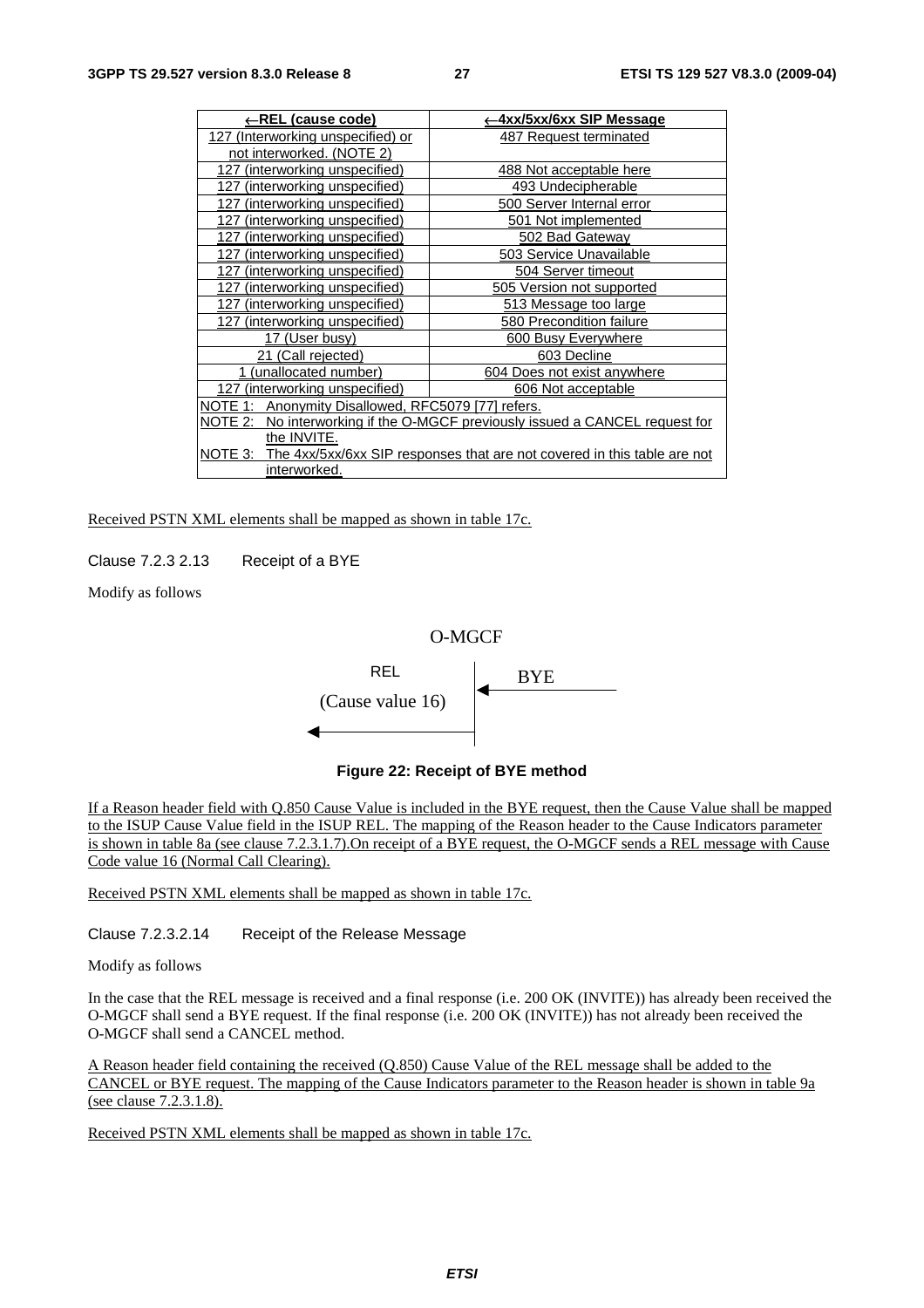| ←REL (cause code) | ←4xx/5xx/6xx SIP Message |
|---|---|
| 127 (Interworking unspecified) or not interworked. (NOTE 2) | 487 Request terminated |
| 127 (interworking unspecified) | 488 Not acceptable here |
| 127 (interworking unspecified) | 493 Undecipherable |
| 127 (interworking unspecified) | 500 Server Internal error |
| 127 (interworking unspecified) | 501 Not implemented |
| 127 (interworking unspecified) | 502 Bad Gateway |
| 127 (interworking unspecified) | 503 Service Unavailable |
| 127 (interworking unspecified) | 504 Server timeout |
| 127 (interworking unspecified) | 505 Version not supported |
| 127 (interworking unspecified) | 513 Message too large |
| 127 (interworking unspecified) | 580 Precondition failure |
| 17 (User busy) | 600 Busy Everywhere |
| 21 (Call rejected) | 603 Decline |
| 1 (unallocated number) | 604 Does not exist anywhere |
| 127 (interworking unspecified) | 606 Not acceptable |
| NOTE 1: Anonymity Disallowed, RFC5079 [77] refers. | |
| NOTE 2: No interworking if the O-MGCF previously issued a CANCEL request for the INVITE. | |
| NOTE 3: The 4xx/5xx/6xx SIP responses that are not covered in this table are not interworked. | |

Received PSTN XML elements shall be mapped as shown in table 17c.

Clause 7.2.3 2.13 Receipt of a BYE

Modify as follows

O-MGCF

REL (Cause value 16) ← | ← BYE

**Figure 22: Receipt of BYE method**

If a Reason header field with Q.850 Cause Value is included in the BYE request, then the Cause Value shall be mapped to the ISUP Cause Value field in the ISUP REL. The mapping of the Reason header to the Cause Indicators parameter is shown in table 8a (see clause 7.2.3.1.7).On receipt of a BYE request, the O-MGCF sends a REL message with Cause Code value 16 (Normal Call Clearing).

Received PSTN XML elements shall be mapped as shown in table 17c.

Clause 7.2.3.2.14 Receipt of the Release Message

Modify as follows

In the case that the REL message is received and a final response (i.e. 200 OK (INVITE)) has already been received the O-MGCF shall send a BYE request. If the final response (i.e. 200 OK (INVITE)) has not already been received the O-MGCF shall send a CANCEL method.

A Reason header field containing the received (Q.850) Cause Value of the REL message shall be added to the CANCEL or BYE request. The mapping of the Cause Indicators parameter to the Reason header is shown in table 9a (see clause 7.2.3.1.8).

Received PSTN XML elements shall be mapped as shown in table 17c.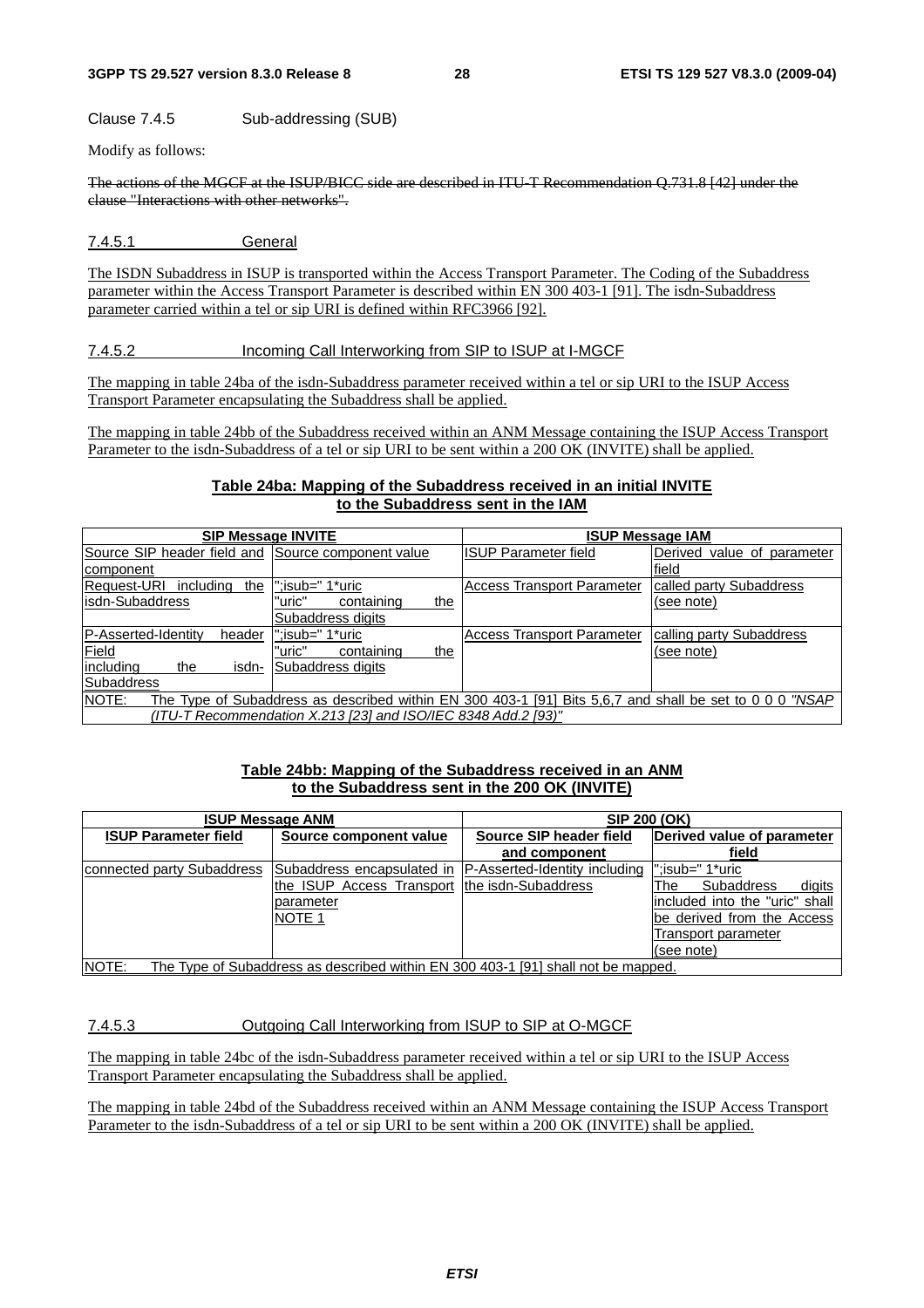Clause 7.4.5 Sub-addressing (SUB)

Modify as follows:

~~The actions of the MGCF at the ISUP/BICC side are described in ITU-T Recommendation Q.731.8 [42] under the clause "Interactions with other networks".~~

### 7.4.5.1 General

The ISDN Subaddress in ISUP is transported within the Access Transport Parameter. The Coding of the Subaddress parameter within the Access Transport Parameter is described within EN 300 403-1 [91]. The isdn-Subaddress parameter carried within a tel or sip URI is defined within RFC3966 [92].

### 7.4.5.2 Incoming Call Interworking from SIP to ISUP at I-MGCF

The mapping in table 24ba of the isdn-Subaddress parameter received within a tel or sip URI to the ISUP Access Transport Parameter encapsulating the Subaddress shall be applied.

The mapping in table 24bb of the Subaddress received within an ANM Message containing the ISUP Access Transport Parameter to the isdn-Subaddress of a tel or sip URI to be sent within a 200 OK (INVITE) shall be applied.

**Table 24ba: Mapping of the Subaddress received in an initial INVITE to the Subaddress sent in the IAM**

| SIP Message INVITE | | ISUP Message IAM | |
|---|---|---|---|
| Source SIP header field and component | Source component value | ISUP Parameter field | Derived value of parameter field |
| Request-URI including the isdn-Subaddress | ";isub=" 1*uric "uric" containing the Subaddress digits | Access Transport Parameter | called party Subaddress (see note) |
| P-Asserted-Identity header Field including the isdn-Subaddress | ";isub=" 1*uric "uric" containing the Subaddress digits | Access Transport Parameter | calling party Subaddress (see note) |
| NOTE: The Type of Subaddress as described within EN 300 403-1 [91] Bits 5,6,7 and shall be set to 0 0 0 *"NSAP (ITU-T Recommendation X.213 [23] and ISO/IEC 8348 Add.2 [93)"* | | | |

**Table 24bb: Mapping of the Subaddress received in an ANM to the Subaddress sent in the 200 OK (INVITE)**

| ISUP Message ANM | | SIP 200 (OK) | |
|---|---|---|---|
| **ISUP Parameter field** | **Source component value** | **Source SIP header field and component** | **Derived value of parameter field** |
| connected party Subaddress | Subaddress encapsulated in the ISUP Access Transport parameter NOTE 1 | P-Asserted-Identity including the isdn-Subaddress | ";isub=" 1*uric The Subaddress digits included into the "uric" shall be derived from the Access Transport parameter (see note) |
| NOTE: The Type of Subaddress as described within EN 300 403-1 [91] shall not be mapped. | | | |

### 7.4.5.3 Outgoing Call Interworking from ISUP to SIP at O-MGCF

The mapping in table 24bc of the isdn-Subaddress parameter received within a tel or sip URI to the ISUP Access Transport Parameter encapsulating the Subaddress shall be applied.

The mapping in table 24bd of the Subaddress received within an ANM Message containing the ISUP Access Transport Parameter to the isdn-Subaddress of a tel or sip URI to be sent within a 200 OK (INVITE) shall be applied.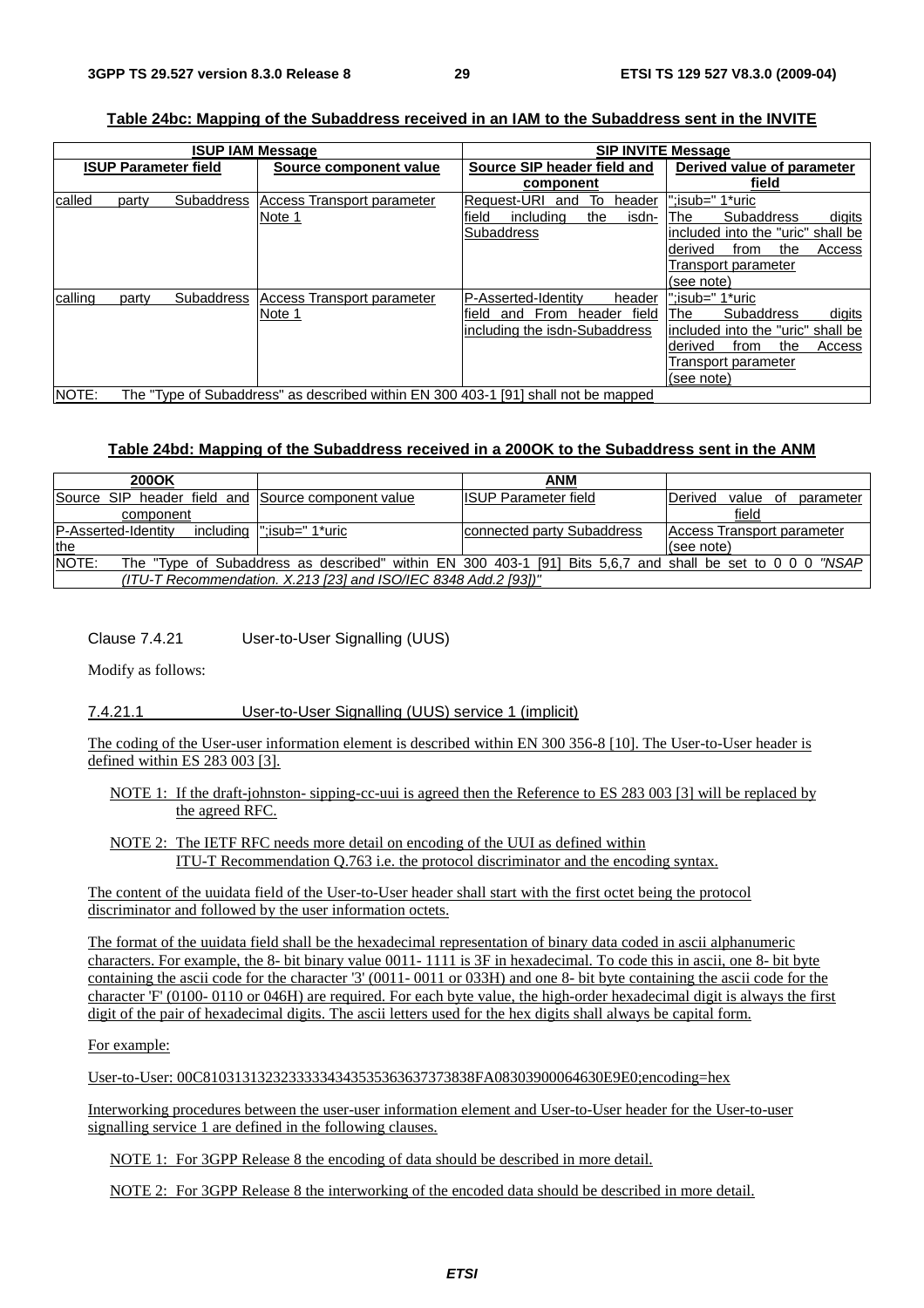**Table 24bc: Mapping of the Subaddress received in an IAM to the Subaddress sent in the INVITE**

| ISUP IAM Message | | SIP INVITE Message | |
|---|---|---|---|
| ISUP Parameter field | Source component value | Source SIP header field and component | Derived value of parameter field |
| called party Subaddress | Access Transport parameter Note 1 | Request-URI and To header field including the isdn-Subaddress | ";isub=" 1*uric The Subaddress digits included into the "uric" shall be derived from the Access Transport parameter (see note) |
| calling party Subaddress | Access Transport parameter Note 1 | P-Asserted-Identity header field and From header field including the isdn-Subaddress | ";isub=" 1*uric The Subaddress digits included into the "uric" shall be derived from the Access Transport parameter (see note) |
| NOTE: The "Type of Subaddress" as described within EN 300 403-1 [91] shall not be mapped | | | |

**Table 24bd: Mapping of the Subaddress received in a 200OK to the Subaddress sent in the ANM**

| 200OK | | ANM | |
|---|---|---|---|
| Source SIP header field and component | Source component value | ISUP Parameter field | Derived value of parameter field |
| P-Asserted-Identity including the | ";isub=" 1*uric | connected party Subaddress | Access Transport parameter (see note) |
| NOTE: The "Type of Subaddress as described" within EN 300 403-1 [91] Bits 5,6,7 and shall be set to 0 0 0 *"NSAP (ITU-T Recommendation. X.213 [23] and ISO/IEC 8348 Add.2 [93])"* | | | |

Clause 7.4.21 User-to-User Signalling (UUS)

Modify as follows:

7.4.21.1 User-to-User Signalling (UUS) service 1 (implicit)

The coding of the User-user information element is described within EN 300 356-8 [10]. The User-to-User header is defined within ES 283 003 [3].

NOTE 1: If the draft-johnston- sipping-cc-uui is agreed then the Reference to ES 283 003 [3] will be replaced by the agreed RFC.

NOTE 2: The IETF RFC needs more detail on encoding of the UUI as defined within ITU-T Recommendation Q.763 i.e. the protocol discriminator and the encoding syntax.

The content of the uuidata field of the User-to-User header shall start with the first octet being the protocol discriminator and followed by the user information octets.

The format of the uuidata field shall be the hexadecimal representation of binary data coded in ascii alphanumeric characters. For example, the 8- bit binary value 0011- 1111 is 3F in hexadecimal. To code this in ascii, one 8- bit byte containing the ascii code for the character '3' (0011- 0011 or 033H) and one 8- bit byte containing the ascii code for the character 'F' (0100- 0110 or 046H) are required. For each byte value, the high-order hexadecimal digit is always the first digit of the pair of hexadecimal digits. The ascii letters used for the hex digits shall always be capital form.

For example:

User-to-User: 00C8103131323233333434353536363737383838FA08303900064630E9E0;encoding=hex

Interworking procedures between the user-user information element and User-to-User header for the User-to-user signalling service 1 are defined in the following clauses.

NOTE 1: For 3GPP Release 8 the encoding of data should be described in more detail.

NOTE 2: For 3GPP Release 8 the interworking of the encoded data should be described in more detail.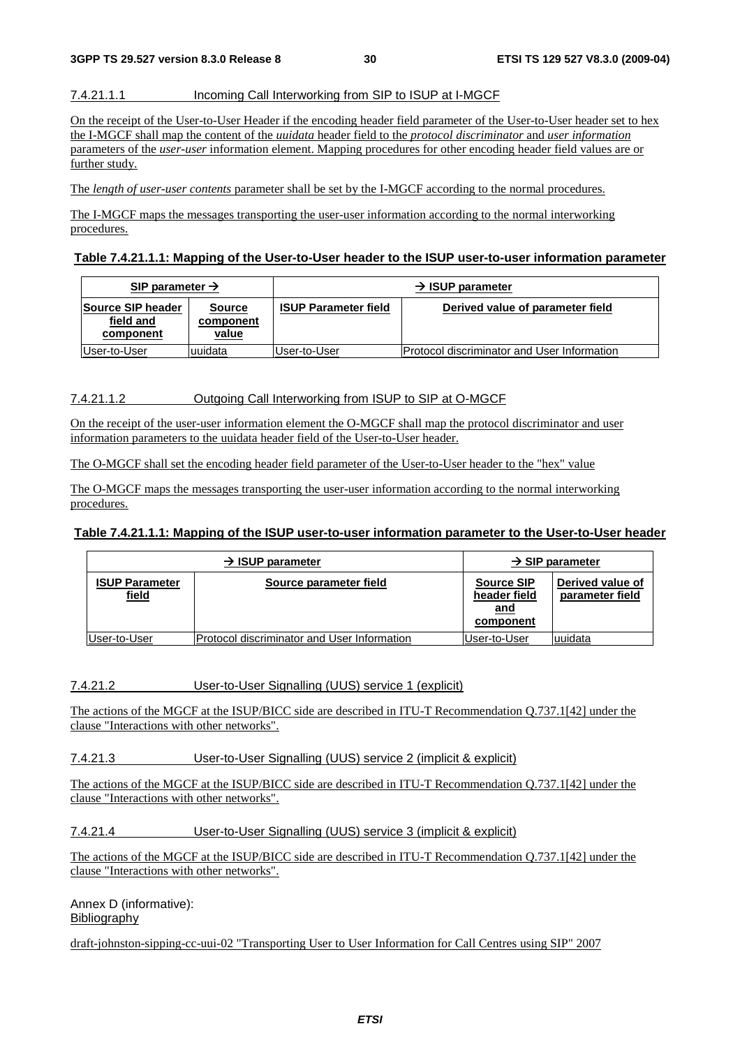#### 7.4.21.1.1 Incoming Call Interworking from SIP to ISUP at I-MGCF

On the receipt of the User-to-User Header if the encoding header field parameter of the User-to-User header set to hex the I-MGCF shall map the content of the *uuidata* header field to the *protocol discriminator* and *user information* parameters of the *user-user* information element. Mapping procedures for other encoding header field values are or further study.

The *length of user-user contents* parameter shall be set by the I-MGCF according to the normal procedures.

The I-MGCF maps the messages transporting the user-user information according to the normal interworking procedures.

**Table 7.4.21.1.1: Mapping of the User-to-User header to the ISUP user-to-user information parameter**

| SIP parameter → | | → ISUP parameter | |
|---|---|---|---|
| **Source SIP header field and component** | **Source component value** | **ISUP Parameter field** | **Derived value of parameter field** |
| User-to-User | uuidata | User-to-User | Protocol discriminator and User Information |

#### 7.4.21.1.2 Outgoing Call Interworking from ISUP to SIP at O-MGCF

On the receipt of the user-user information element the O-MGCF shall map the protocol discriminator and user information parameters to the uuidata header field of the User-to-User header.

The O-MGCF shall set the encoding header field parameter of the User-to-User header to the "hex" value

The O-MGCF maps the messages transporting the user-user information according to the normal interworking procedures.

**Table 7.4.21.1.1: Mapping of the ISUP user-to-user information parameter to the User-to-User header**

| → ISUP parameter | | → SIP parameter | |
|---|---|---|---|
| **ISUP Parameter field** | **Source parameter field** | **Source SIP header field and component** | **Derived value of parameter field** |
| User-to-User | Protocol discriminator and User Information | User-to-User | uuidata |

### 7.4.21.2 User-to-User Signalling (UUS) service 1 (explicit)

The actions of the MGCF at the ISUP/BICC side are described in ITU-T Recommendation Q.737.1[42] under the clause "Interactions with other networks".

### 7.4.21.3 User-to-User Signalling (UUS) service 2 (implicit & explicit)

The actions of the MGCF at the ISUP/BICC side are described in ITU-T Recommendation Q.737.1[42] under the clause "Interactions with other networks".

### 7.4.21.4 User-to-User Signalling (UUS) service 3 (implicit & explicit)

The actions of the MGCF at the ISUP/BICC side are described in ITU-T Recommendation Q.737.1[42] under the clause "Interactions with other networks".

# Annex D (informative): Bibliography

draft-johnston-sipping-cc-uui-02 "Transporting User to User Information for Call Centres using SIP" 2007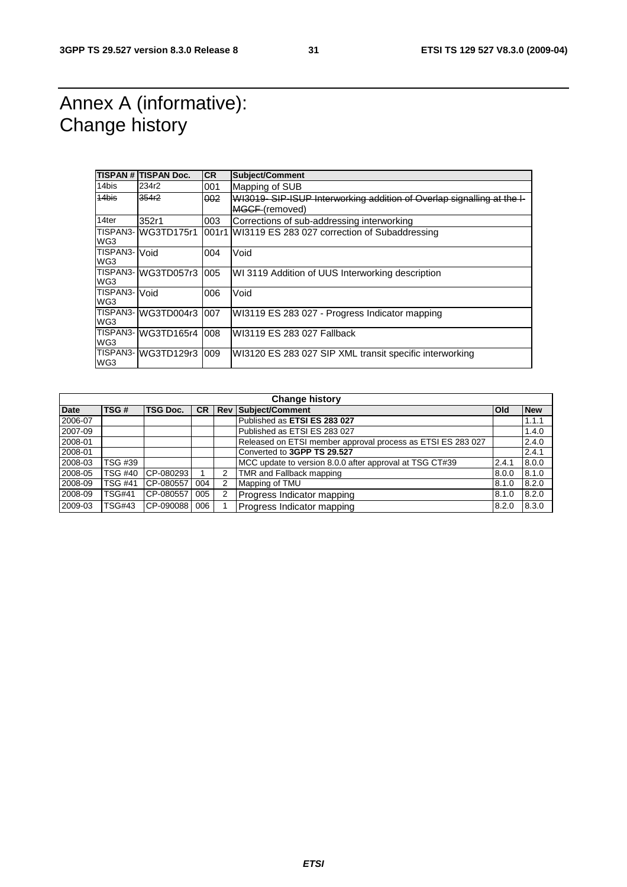# Annex A (informative): Change history

| TISPAN # | TISPAN Doc. | CR | Subject/Comment |
|---|---|---|---|
| 14bis | 234r2 | 001 | Mapping of SUB |
| ~~14bis~~ | ~~354r2~~ | ~~002~~ | ~~WI3019- SIP-ISUP Interworking addition of Overlap signalling at the I-MGCF~~ (removed) |
| 14ter | 352r1 | 003 | Corrections of sub-addressing interworking |
| TISPAN3-WG3 | WG3TD175r1 | 001r1 | WI3119 ES 283 027 correction of Subaddressing |
| TISPAN3-WG3 | Void | 004 | Void |
| TISPAN3-WG3 | WG3TD057r3 | 005 | WI 3119 Addition of UUS Interworking description |
| TISPAN3-WG3 | Void | 006 | Void |
| TISPAN3-WG3 | WG3TD004r3 | 007 | WI3119 ES 283 027 - Progress Indicator mapping |
| TISPAN3-WG3 | WG3TD165r4 | 008 | WI3119 ES 283 027 Fallback |
| TISPAN3-WG3 | WG3TD129r3 | 009 | WI3120 ES 283 027 SIP XML transit specific interworking |

| Change history | | | | | | | |
|---|---|---|---|---|---|---|---|
| **Date** | **TSG #** | **TSG Doc.** | **CR** | **Rev** | **Subject/Comment** | **Old** | **New** |
| 2006-07 | | | | | Published as **ETSI ES 283 027** | | 1.1.1 |
| 2007-09 | | | | | Published as ETSI ES 283 027 | | 1.4.0 |
| 2008-01 | | | | | Released on ETSI member approval process as ETSI ES 283 027 | | 2.4.0 |
| 2008-01 | | | | | Converted to **3GPP TS 29.527** | | 2.4.1 |
| 2008-03 | TSG #39 | | | | MCC update to version 8.0.0 after approval at TSG CT#39 | 2.4.1 | 8.0.0 |
| 2008-05 | TSG #40 | CP-080293 | 1 | 2 | TMR and Fallback mapping | 8.0.0 | 8.1.0 |
| 2008-09 | TSG #41 | CP-080557 | 004 | 2 | Mapping of TMU | 8.1.0 | 8.2.0 |
| 2008-09 | TSG#41 | CP-080557 | 005 | 2 | Progress Indicator mapping | 8.1.0 | 8.2.0 |
| 2009-03 | TSG#43 | CP-090088 | 006 | 1 | Progress Indicator mapping | 8.2.0 | 8.3.0 |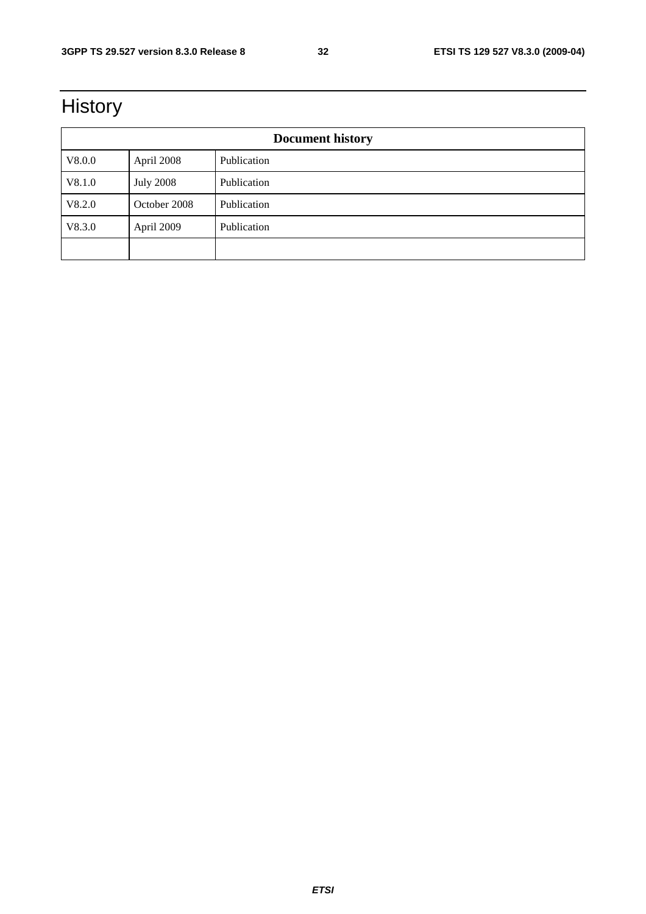# History

| Document history | | |
|---|---|---|
| V8.0.0 | April 2008 | Publication |
| V8.1.0 | July 2008 | Publication |
| V8.2.0 | October 2008 | Publication |
| V8.3.0 | April 2009 | Publication |
| | | |